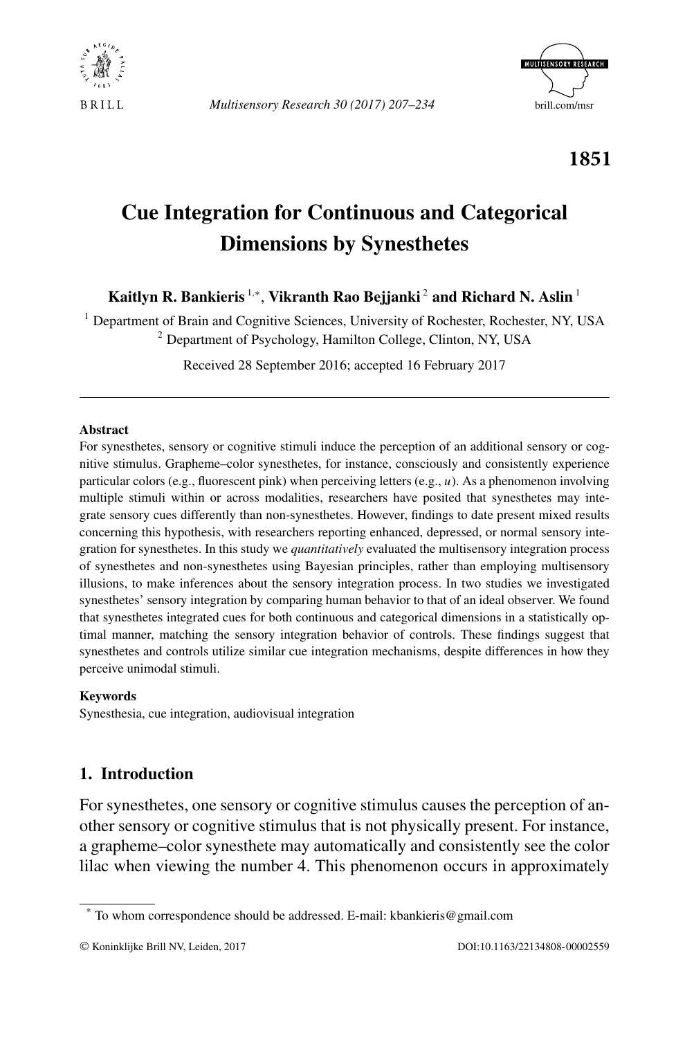1851

# Cue Integration for Continuous and Categorical Dimensions by Synesthetes

**Kaitlyn R. Bankieris** [1,*], **Vikranth Rao Bejjanki** [2] **and Richard N. Aslin** [1]

[1] Department of Brain and Cognitive Sciences, University of Rochester, Rochester, NY, USA
[2] Department of Psychology, Hamilton College, Clinton, NY, USA

Received 28 September 2016; accepted 16 February 2017

---

**Abstract**

For synesthetes, sensory or cognitive stimuli induce the perception of an additional sensory or cognitive stimulus. Grapheme–color synesthetes, for instance, consciously and consistently experience particular colors (e.g., fluorescent pink) when perceiving letters (e.g., *u*). As a phenomenon involving multiple stimuli within or across modalities, researchers have posited that synesthetes may integrate sensory cues differently than non-synesthetes. However, findings to date present mixed results concerning this hypothesis, with researchers reporting enhanced, depressed, or normal sensory integration for synesthetes. In this study we *quantitatively* evaluated the multisensory integration process of synesthetes and non-synesthetes using Bayesian principles, rather than employing multisensory illusions, to make inferences about the sensory integration process. In two studies we investigated synesthetes' sensory integration by comparing human behavior to that of an ideal observer. We found that synesthetes integrated cues for both continuous and categorical dimensions in a statistically optimal manner, matching the sensory integration behavior of controls. These findings suggest that synesthetes and controls utilize similar cue integration mechanisms, despite differences in how they perceive unimodal stimuli.

**Keywords**

Synesthesia, cue integration, audiovisual integration

## 1. Introduction

For synesthetes, one sensory or cognitive stimulus causes the perception of another sensory or cognitive stimulus that is not physically present. For instance, a grapheme–color synesthete may automatically and consistently see the color lilac when viewing the number 4. This phenomenon occurs in approximately

---

[*] To whom correspondence should be addressed. E-mail: kbankieris@gmail.com

© Koninklijke Brill NV, Leiden, 2017 DOI:10.1163/22134808-00002559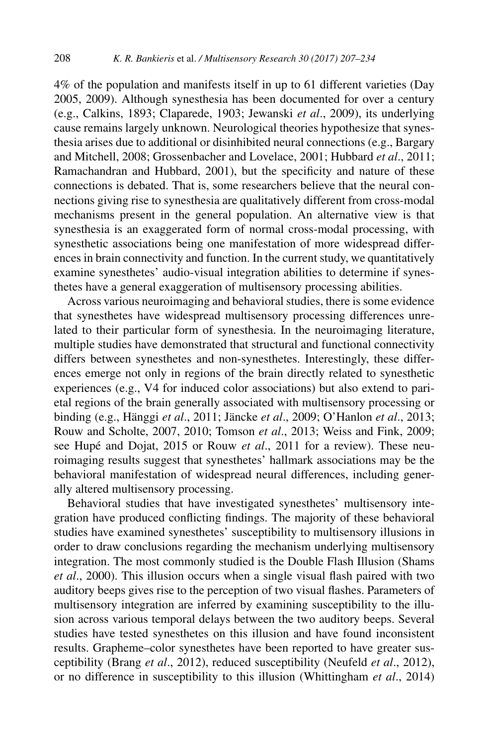4% of the population and manifests itself in up to 61 different varieties (Day 2005, 2009). Although synesthesia has been documented for over a century (e.g., Calkins, 1893; Claparede, 1903; Jewanski *et al*., 2009), its underlying cause remains largely unknown. Neurological theories hypothesize that synesthesia arises due to additional or disinhibited neural connections (e.g., Bargary and Mitchell, 2008; Grossenbacher and Lovelace, 2001; Hubbard *et al*., 2011; Ramachandran and Hubbard, 2001), but the specificity and nature of these connections is debated. That is, some researchers believe that the neural connections giving rise to synesthesia are qualitatively different from cross-modal mechanisms present in the general population. An alternative view is that synesthesia is an exaggerated form of normal cross-modal processing, with synesthetic associations being one manifestation of more widespread differences in brain connectivity and function. In the current study, we quantitatively examine synesthetes' audio-visual integration abilities to determine if synesthetes have a general exaggeration of multisensory processing abilities.

Across various neuroimaging and behavioral studies, there is some evidence that synesthetes have widespread multisensory processing differences unrelated to their particular form of synesthesia. In the neuroimaging literature, multiple studies have demonstrated that structural and functional connectivity differs between synesthetes and non-synesthetes. Interestingly, these differences emerge not only in regions of the brain directly related to synesthetic experiences (e.g., V4 for induced color associations) but also extend to parietal regions of the brain generally associated with multisensory processing or binding (e.g., Hänggi *et al*., 2011; Jäncke *et al*., 2009; O'Hanlon *et al*., 2013; Rouw and Scholte, 2007, 2010; Tomson *et al*., 2013; Weiss and Fink, 2009; see Hupé and Dojat, 2015 or Rouw *et al*., 2011 for a review). These neuroimaging results suggest that synesthetes' hallmark associations may be the behavioral manifestation of widespread neural differences, including generally altered multisensory processing.

Behavioral studies that have investigated synesthetes' multisensory integration have produced conflicting findings. The majority of these behavioral studies have examined synesthetes' susceptibility to multisensory illusions in order to draw conclusions regarding the mechanism underlying multisensory integration. The most commonly studied is the Double Flash Illusion (Shams *et al*., 2000). This illusion occurs when a single visual flash paired with two auditory beeps gives rise to the perception of two visual flashes. Parameters of multisensory integration are inferred by examining susceptibility to the illusion across various temporal delays between the two auditory beeps. Several studies have tested synesthetes on this illusion and have found inconsistent results. Grapheme–color synesthetes have been reported to have greater susceptibility (Brang *et al*., 2012), reduced susceptibility (Neufeld *et al*., 2012), or no difference in susceptibility to this illusion (Whittingham *et al*., 2014)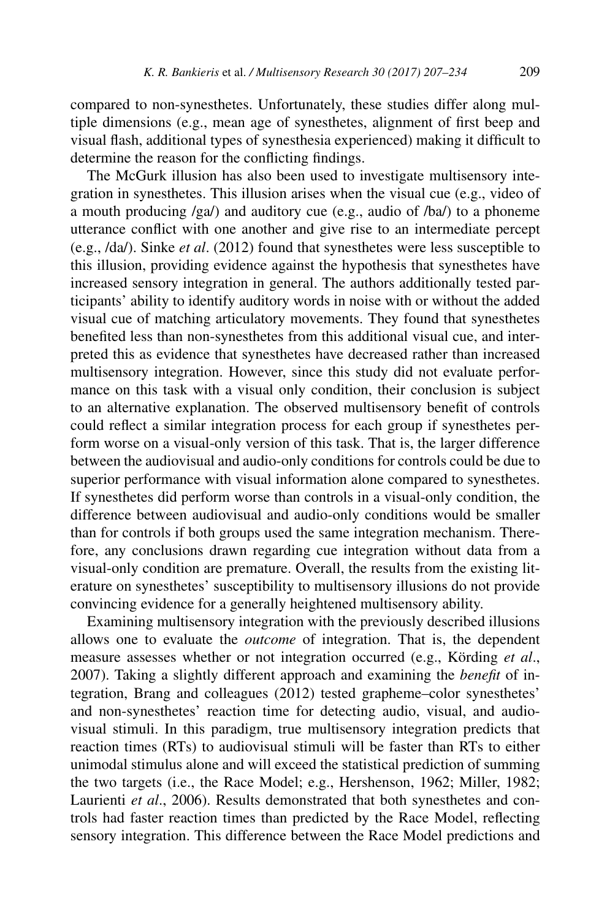compared to non-synesthetes. Unfortunately, these studies differ along multiple dimensions (e.g., mean age of synesthetes, alignment of first beep and visual flash, additional types of synesthesia experienced) making it difficult to determine the reason for the conflicting findings.

The McGurk illusion has also been used to investigate multisensory integration in synesthetes. This illusion arises when the visual cue (e.g., video of a mouth producing /ga/) and auditory cue (e.g., audio of /ba/) to a phoneme utterance conflict with one another and give rise to an intermediate percept (e.g., /da/). Sinke *et al*. (2012) found that synesthetes were less susceptible to this illusion, providing evidence against the hypothesis that synesthetes have increased sensory integration in general. The authors additionally tested participants' ability to identify auditory words in noise with or without the added visual cue of matching articulatory movements. They found that synesthetes benefited less than non-synesthetes from this additional visual cue, and interpreted this as evidence that synesthetes have decreased rather than increased multisensory integration. However, since this study did not evaluate performance on this task with a visual only condition, their conclusion is subject to an alternative explanation. The observed multisensory benefit of controls could reflect a similar integration process for each group if synesthetes perform worse on a visual-only version of this task. That is, the larger difference between the audiovisual and audio-only conditions for controls could be due to superior performance with visual information alone compared to synesthetes. If synesthetes did perform worse than controls in a visual-only condition, the difference between audiovisual and audio-only conditions would be smaller than for controls if both groups used the same integration mechanism. Therefore, any conclusions drawn regarding cue integration without data from a visual-only condition are premature. Overall, the results from the existing literature on synesthetes' susceptibility to multisensory illusions do not provide convincing evidence for a generally heightened multisensory ability.

Examining multisensory integration with the previously described illusions allows one to evaluate the *outcome* of integration. That is, the dependent measure assesses whether or not integration occurred (e.g., Körding *et al*., 2007). Taking a slightly different approach and examining the *benefit* of integration, Brang and colleagues (2012) tested grapheme–color synesthetes' and non-synesthetes' reaction time for detecting audio, visual, and audiovisual stimuli. In this paradigm, true multisensory integration predicts that reaction times (RTs) to audiovisual stimuli will be faster than RTs to either unimodal stimulus alone and will exceed the statistical prediction of summing the two targets (i.e., the Race Model; e.g., Hershenson, 1962; Miller, 1982; Laurienti *et al*., 2006). Results demonstrated that both synesthetes and controls had faster reaction times than predicted by the Race Model, reflecting sensory integration. This difference between the Race Model predictions and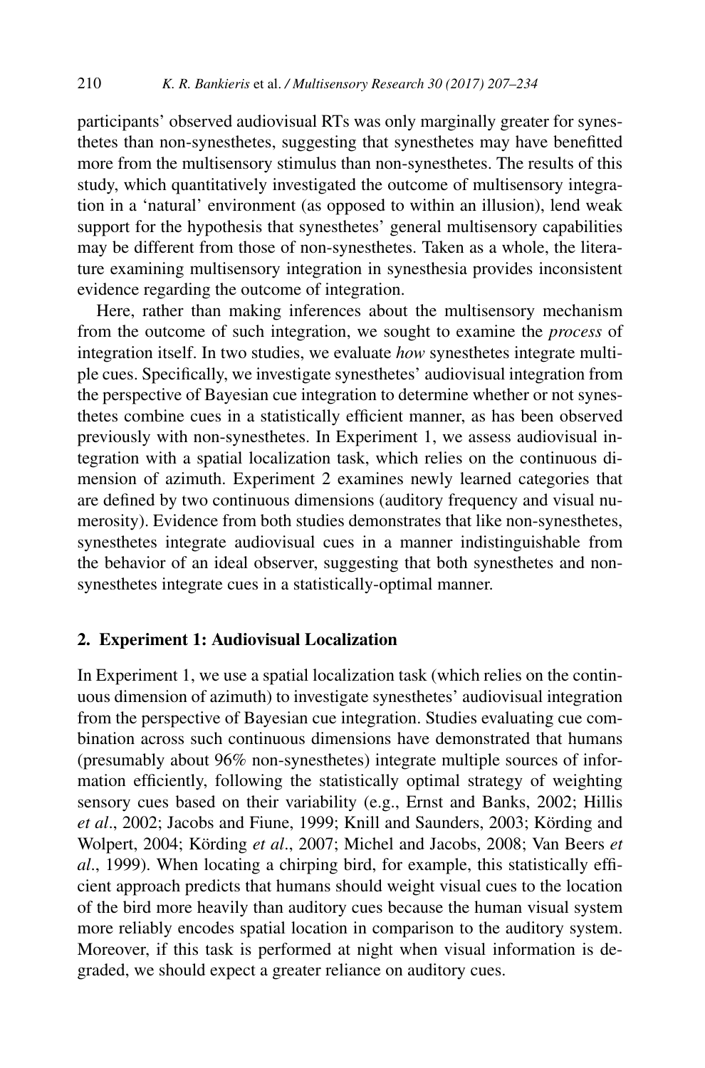participants' observed audiovisual RTs was only marginally greater for synesthetes than non-synesthetes, suggesting that synesthetes may have benefitted more from the multisensory stimulus than non-synesthetes. The results of this study, which quantitatively investigated the outcome of multisensory integration in a 'natural' environment (as opposed to within an illusion), lend weak support for the hypothesis that synesthetes' general multisensory capabilities may be different from those of non-synesthetes. Taken as a whole, the literature examining multisensory integration in synesthesia provides inconsistent evidence regarding the outcome of integration.

Here, rather than making inferences about the multisensory mechanism from the outcome of such integration, we sought to examine the *process* of integration itself. In two studies, we evaluate *how* synesthetes integrate multiple cues. Specifically, we investigate synesthetes' audiovisual integration from the perspective of Bayesian cue integration to determine whether or not synesthetes combine cues in a statistically efficient manner, as has been observed previously with non-synesthetes. In Experiment 1, we assess audiovisual integration with a spatial localization task, which relies on the continuous dimension of azimuth. Experiment 2 examines newly learned categories that are defined by two continuous dimensions (auditory frequency and visual numerosity). Evidence from both studies demonstrates that like non-synesthetes, synesthetes integrate audiovisual cues in a manner indistinguishable from the behavior of an ideal observer, suggesting that both synesthetes and non-synesthetes integrate cues in a statistically-optimal manner.

## 2. Experiment 1: Audiovisual Localization

In Experiment 1, we use a spatial localization task (which relies on the continuous dimension of azimuth) to investigate synesthetes' audiovisual integration from the perspective of Bayesian cue integration. Studies evaluating cue combination across such continuous dimensions have demonstrated that humans (presumably about 96% non-synesthetes) integrate multiple sources of information efficiently, following the statistically optimal strategy of weighting sensory cues based on their variability (e.g., Ernst and Banks, 2002; Hillis *et al*., 2002; Jacobs and Fiune, 1999; Knill and Saunders, 2003; Körding and Wolpert, 2004; Körding *et al*., 2007; Michel and Jacobs, 2008; Van Beers *et al*., 1999). When locating a chirping bird, for example, this statistically efficient approach predicts that humans should weight visual cues to the location of the bird more heavily than auditory cues because the human visual system more reliably encodes spatial location in comparison to the auditory system. Moreover, if this task is performed at night when visual information is degraded, we should expect a greater reliance on auditory cues.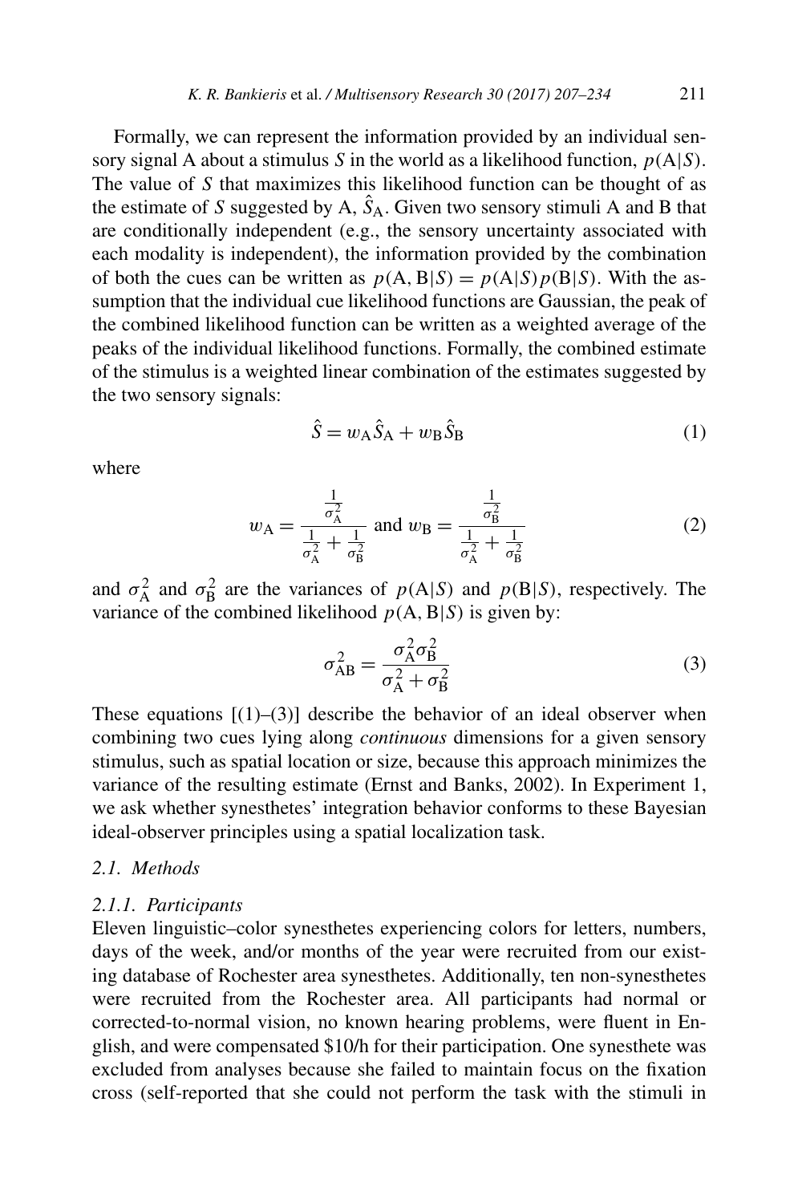Formally, we can represent the information provided by an individual sensory signal A about a stimulus $S$ in the world as a likelihood function, $p(\mathrm{A}|S)$. The value of $S$ that maximizes this likelihood function can be thought of as the estimate of $S$ suggested by A, $\hat{S}_\mathrm{A}$. Given two sensory stimuli A and B that are conditionally independent (e.g., the sensory uncertainty associated with each modality is independent), the information provided by the combination of both the cues can be written as $p(\mathrm{A}, \mathrm{B}|S) = p(\mathrm{A}|S)p(\mathrm{B}|S)$. With the assumption that the individual cue likelihood functions are Gaussian, the peak of the combined likelihood function can be written as a weighted average of the peaks of the individual likelihood functions. Formally, the combined estimate of the stimulus is a weighted linear combination of the estimates suggested by the two sensory signals:

$$\hat{S} = w_\mathrm{A}\hat{S}_\mathrm{A} + w_\mathrm{B}\hat{S}_\mathrm{B} \tag{1}$$

where

$$w_\mathrm{A} = \frac{\frac{1}{\sigma_\mathrm{A}^2}}{\frac{1}{\sigma_\mathrm{A}^2} + \frac{1}{\sigma_\mathrm{B}^2}} \text{ and } w_\mathrm{B} = \frac{\frac{1}{\sigma_\mathrm{B}^2}}{\frac{1}{\sigma_\mathrm{A}^2} + \frac{1}{\sigma_\mathrm{B}^2}} \tag{2}$$

and $\sigma_\mathrm{A}^2$ and $\sigma_\mathrm{B}^2$ are the variances of $p(\mathrm{A}|S)$ and $p(\mathrm{B}|S)$, respectively. The variance of the combined likelihood $p(\mathrm{A}, \mathrm{B}|S)$ is given by:

$$\sigma_\mathrm{AB}^2 = \frac{\sigma_\mathrm{A}^2\sigma_\mathrm{B}^2}{\sigma_\mathrm{A}^2 + \sigma_\mathrm{B}^2} \tag{3}$$

These equations [(1)–(3)] describe the behavior of an ideal observer when combining two cues lying along *continuous* dimensions for a given sensory stimulus, such as spatial location or size, because this approach minimizes the variance of the resulting estimate (Ernst and Banks, 2002). In Experiment 1, we ask whether synesthetes' integration behavior conforms to these Bayesian ideal-observer principles using a spatial localization task.

### *2.1. Methods*

#### *2.1.1. Participants*

Eleven linguistic–color synesthetes experiencing colors for letters, numbers, days of the week, and/or months of the year were recruited from our existing database of Rochester area synesthetes. Additionally, ten non-synesthetes were recruited from the Rochester area. All participants had normal or corrected-to-normal vision, no known hearing problems, were fluent in English, and were compensated $10/h for their participation. One synesthete was excluded from analyses because she failed to maintain focus on the fixation cross (self-reported that she could not perform the task with the stimuli in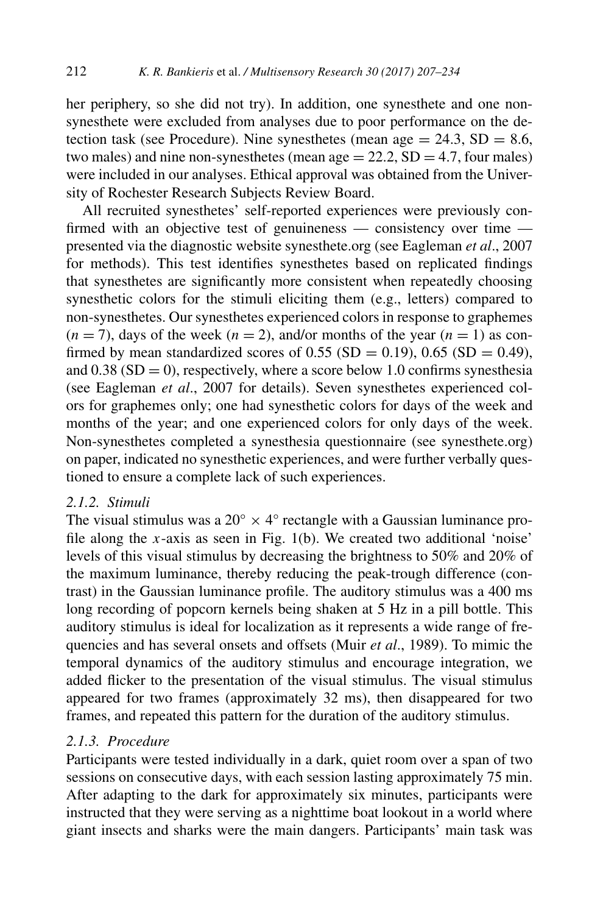her periphery, so she did not try). In addition, one synesthete and one non-synesthete were excluded from analyses due to poor performance on the detection task (see Procedure). Nine synesthetes (mean age = 24.3, SD = 8.6, two males) and nine non-synesthetes (mean age = 22.2, SD = 4.7, four males) were included in our analyses. Ethical approval was obtained from the University of Rochester Research Subjects Review Board.

All recruited synesthetes' self-reported experiences were previously confirmed with an objective test of genuineness — consistency over time — presented via the diagnostic website synesthete.org (see Eagleman *et al*., 2007 for methods). This test identifies synesthetes based on replicated findings that synesthetes are significantly more consistent when repeatedly choosing synesthetic colors for the stimuli eliciting them (e.g., letters) compared to non-synesthetes. Our synesthetes experienced colors in response to graphemes ($n = 7$), days of the week ($n = 2$), and/or months of the year ($n = 1$) as confirmed by mean standardized scores of 0.55 (SD = 0.19), 0.65 (SD = 0.49), and 0.38 (SD = 0), respectively, where a score below 1.0 confirms synesthesia (see Eagleman *et al*., 2007 for details). Seven synesthetes experienced colors for graphemes only; one had synesthetic colors for days of the week and months of the year; and one experienced colors for only days of the week. Non-synesthetes completed a synesthesia questionnaire (see synesthete.org) on paper, indicated no synesthetic experiences, and were further verbally questioned to ensure a complete lack of such experiences.

#### 2.1.2. Stimuli

The visual stimulus was a $20° \times 4°$ rectangle with a Gaussian luminance profile along the $x$-axis as seen in Fig. 1(b). We created two additional 'noise' levels of this visual stimulus by decreasing the brightness to 50% and 20% of the maximum luminance, thereby reducing the peak-trough difference (contrast) in the Gaussian luminance profile. The auditory stimulus was a 400 ms long recording of popcorn kernels being shaken at 5 Hz in a pill bottle. This auditory stimulus is ideal for localization as it represents a wide range of frequencies and has several onsets and offsets (Muir *et al*., 1989). To mimic the temporal dynamics of the auditory stimulus and encourage integration, we added flicker to the presentation of the visual stimulus. The visual stimulus appeared for two frames (approximately 32 ms), then disappeared for two frames, and repeated this pattern for the duration of the auditory stimulus.

#### 2.1.3. Procedure

Participants were tested individually in a dark, quiet room over a span of two sessions on consecutive days, with each session lasting approximately 75 min. After adapting to the dark for approximately six minutes, participants were instructed that they were serving as a nighttime boat lookout in a world where giant insects and sharks were the main dangers. Participants' main task was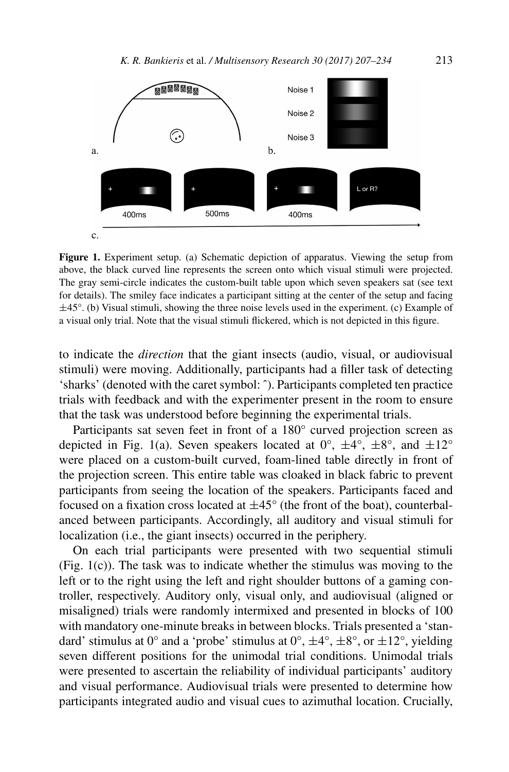**Figure 1.** Experiment setup. (a) Schematic depiction of apparatus. Viewing the setup from above, the black curved line represents the screen onto which visual stimuli were projected. The gray semi-circle indicates the custom-built table upon which seven speakers sat (see text for details). The smiley face indicates a participant sitting at the center of the setup and facing ±45°. (b) Visual stimuli, showing the three noise levels used in the experiment. (c) Example of a visual only trial. Note that the visual stimuli flickered, which is not depicted in this figure.

to indicate the *direction* that the giant insects (audio, visual, or audiovisual stimuli) were moving. Additionally, participants had a filler task of detecting 'sharks' (denoted with the caret symbol: ˆ). Participants completed ten practice trials with feedback and with the experimenter present in the room to ensure that the task was understood before beginning the experimental trials.

Participants sat seven feet in front of a 180° curved projection screen as depicted in Fig. 1(a). Seven speakers located at 0°, ±4°, ±8°, and ±12° were placed on a custom-built curved, foam-lined table directly in front of the projection screen. This entire table was cloaked in black fabric to prevent participants from seeing the location of the speakers. Participants faced and focused on a fixation cross located at ±45° (the front of the boat), counterbalanced between participants. Accordingly, all auditory and visual stimuli for localization (i.e., the giant insects) occurred in the periphery.

On each trial participants were presented with two sequential stimuli (Fig. 1(c)). The task was to indicate whether the stimulus was moving to the left or to the right using the left and right shoulder buttons of a gaming controller, respectively. Auditory only, visual only, and audiovisual (aligned or misaligned) trials were randomly intermixed and presented in blocks of 100 with mandatory one-minute breaks in between blocks. Trials presented a 'standard' stimulus at 0° and a 'probe' stimulus at 0°, ±4°, ±8°, or ±12°, yielding seven different positions for the unimodal trial conditions. Unimodal trials were presented to ascertain the reliability of individual participants' auditory and visual performance. Audiovisual trials were presented to determine how participants integrated audio and visual cues to azimuthal location. Crucially,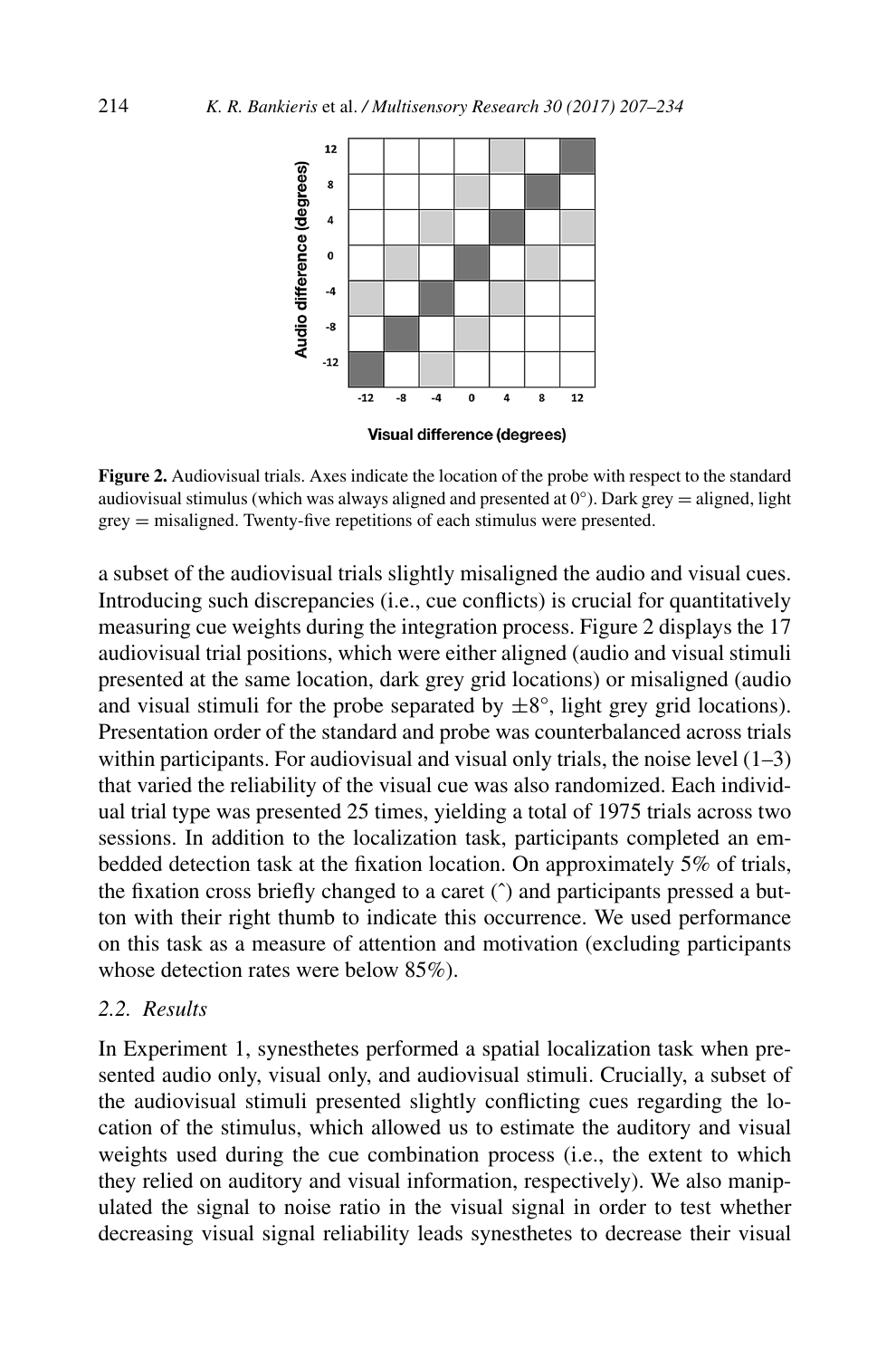**Figure 2.** Audiovisual trials. Axes indicate the location of the probe with respect to the standard audiovisual stimulus (which was always aligned and presented at 0°). Dark grey = aligned, light grey = misaligned. Twenty-five repetitions of each stimulus were presented.

a subset of the audiovisual trials slightly misaligned the audio and visual cues. Introducing such discrepancies (i.e., cue conflicts) is crucial for quantitatively measuring cue weights during the integration process. Figure 2 displays the 17 audiovisual trial positions, which were either aligned (audio and visual stimuli presented at the same location, dark grey grid locations) or misaligned (audio and visual stimuli for the probe separated by $\pm 8°$, light grey grid locations). Presentation order of the standard and probe was counterbalanced across trials within participants. For audiovisual and visual only trials, the noise level (1–3) that varied the reliability of the visual cue was also randomized. Each individual trial type was presented 25 times, yielding a total of 1975 trials across two sessions. In addition to the localization task, participants completed an embedded detection task at the fixation location. On approximately 5% of trials, the fixation cross briefly changed to a caret (ˆ) and participants pressed a button with their right thumb to indicate this occurrence. We used performance on this task as a measure of attention and motivation (excluding participants whose detection rates were below 85%).

### *2.2. Results*

In Experiment 1, synesthetes performed a spatial localization task when presented audio only, visual only, and audiovisual stimuli. Crucially, a subset of the audiovisual stimuli presented slightly conflicting cues regarding the location of the stimulus, which allowed us to estimate the auditory and visual weights used during the cue combination process (i.e., the extent to which they relied on auditory and visual information, respectively). We also manipulated the signal to noise ratio in the visual signal in order to test whether decreasing visual signal reliability leads synesthetes to decrease their visual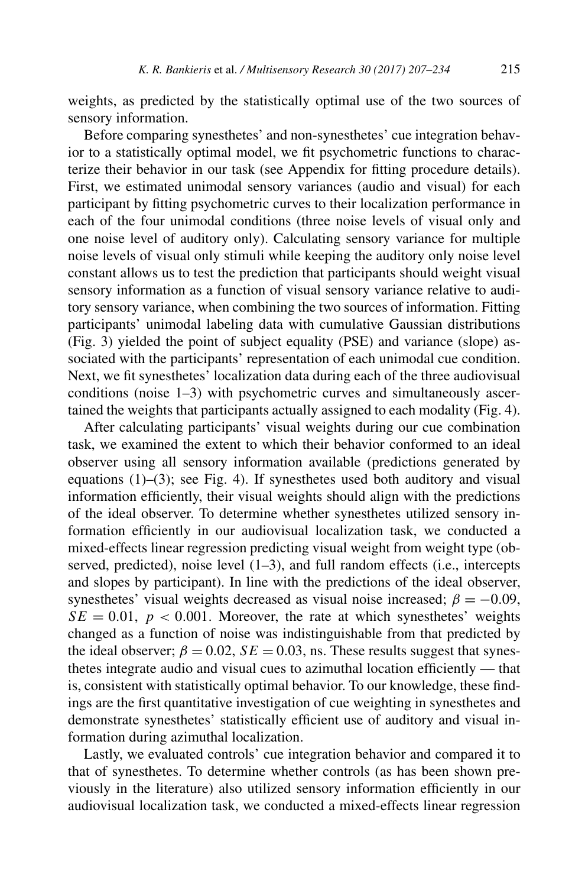weights, as predicted by the statistically optimal use of the two sources of sensory information.

Before comparing synesthetes' and non-synesthetes' cue integration behavior to a statistically optimal model, we fit psychometric functions to characterize their behavior in our task (see Appendix for fitting procedure details). First, we estimated unimodal sensory variances (audio and visual) for each participant by fitting psychometric curves to their localization performance in each of the four unimodal conditions (three noise levels of visual only and one noise level of auditory only). Calculating sensory variance for multiple noise levels of visual only stimuli while keeping the auditory only noise level constant allows us to test the prediction that participants should weight visual sensory information as a function of visual sensory variance relative to auditory sensory variance, when combining the two sources of information. Fitting participants' unimodal labeling data with cumulative Gaussian distributions (Fig. 3) yielded the point of subject equality (PSE) and variance (slope) associated with the participants' representation of each unimodal cue condition. Next, we fit synesthetes' localization data during each of the three audiovisual conditions (noise 1–3) with psychometric curves and simultaneously ascertained the weights that participants actually assigned to each modality (Fig. 4).

After calculating participants' visual weights during our cue combination task, we examined the extent to which their behavior conformed to an ideal observer using all sensory information available (predictions generated by equations (1)–(3); see Fig. 4). If synesthetes used both auditory and visual information efficiently, their visual weights should align with the predictions of the ideal observer. To determine whether synesthetes utilized sensory information efficiently in our audiovisual localization task, we conducted a mixed-effects linear regression predicting visual weight from weight type (observed, predicted), noise level (1–3), and full random effects (i.e., intercepts and slopes by participant). In line with the predictions of the ideal observer, synesthetes' visual weights decreased as visual noise increased; $\beta = -0.09$, $SE = 0.01$, $p < 0.001$. Moreover, the rate at which synesthetes' weights changed as a function of noise was indistinguishable from that predicted by the ideal observer; $\beta = 0.02$, $SE = 0.03$, ns. These results suggest that synesthetes integrate audio and visual cues to azimuthal location efficiently — that is, consistent with statistically optimal behavior. To our knowledge, these findings are the first quantitative investigation of cue weighting in synesthetes and demonstrate synesthetes' statistically efficient use of auditory and visual information during azimuthal localization.

Lastly, we evaluated controls' cue integration behavior and compared it to that of synesthetes. To determine whether controls (as has been shown previously in the literature) also utilized sensory information efficiently in our audiovisual localization task, we conducted a mixed-effects linear regression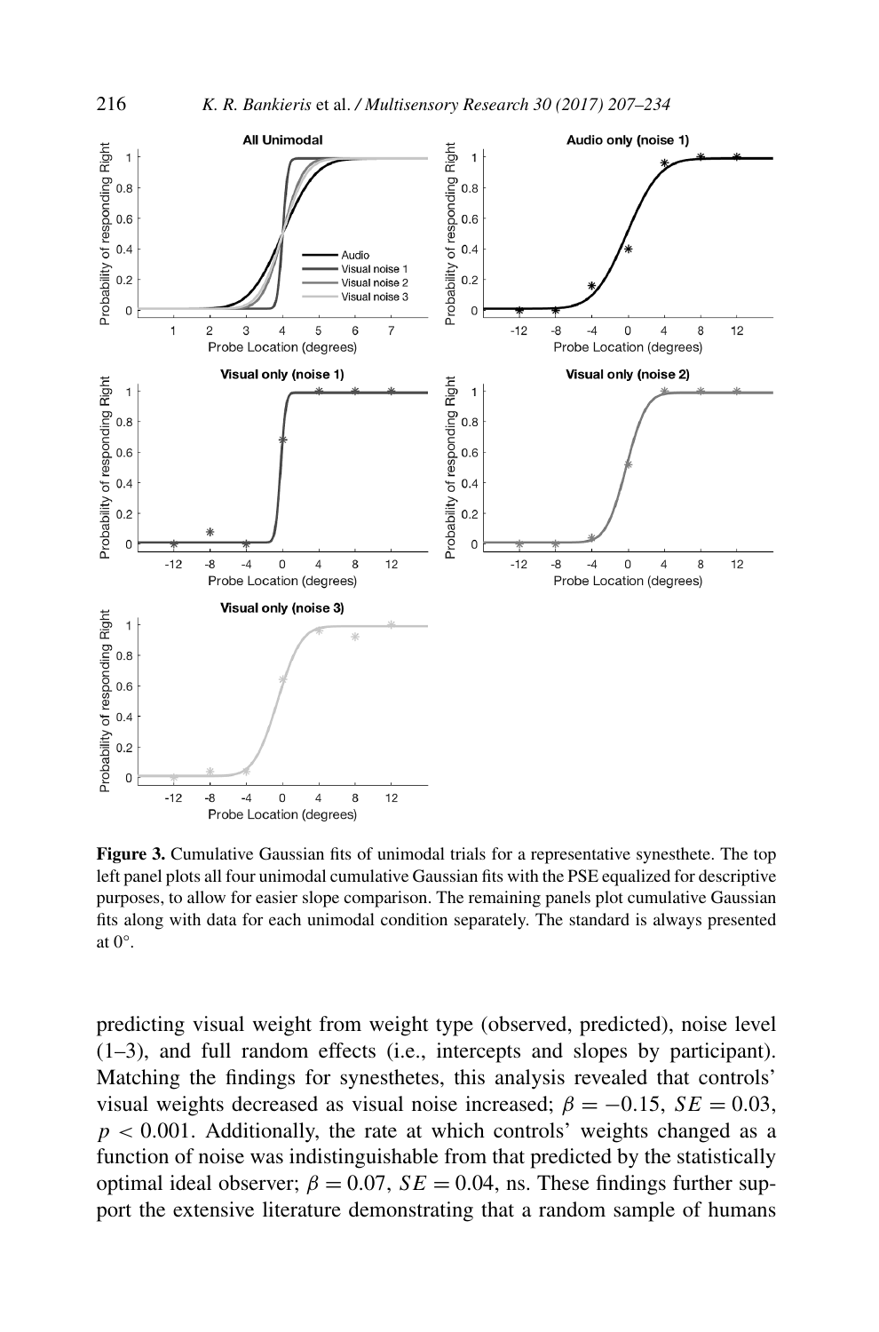**Figure 3.** Cumulative Gaussian fits of unimodal trials for a representative synesthete. The top left panel plots all four unimodal cumulative Gaussian fits with the PSE equalized for descriptive purposes, to allow for easier slope comparison. The remaining panels plot cumulative Gaussian fits along with data for each unimodal condition separately. The standard is always presented at 0°.

predicting visual weight from weight type (observed, predicted), noise level (1–3), and full random effects (i.e., intercepts and slopes by participant). Matching the findings for synesthetes, this analysis revealed that controls' visual weights decreased as visual noise increased; $\beta = -0.15$, $SE = 0.03$, $p < 0.001$. Additionally, the rate at which controls' weights changed as a function of noise was indistinguishable from that predicted by the statistically optimal ideal observer; $\beta = 0.07$, $SE = 0.04$, ns. These findings further support the extensive literature demonstrating that a random sample of humans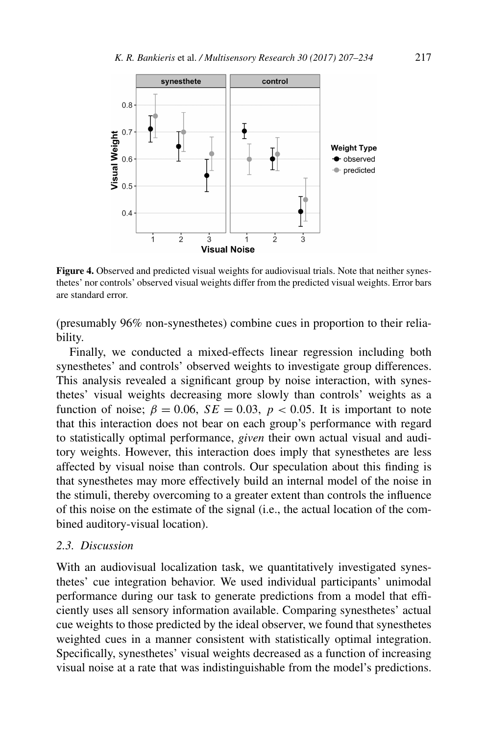**Figure 4.** Observed and predicted visual weights for audiovisual trials. Note that neither synesthetes' nor controls' observed visual weights differ from the predicted visual weights. Error bars are standard error.

(presumably 96% non-synesthetes) combine cues in proportion to their reliability.

Finally, we conducted a mixed-effects linear regression including both synesthetes' and controls' observed weights to investigate group differences. This analysis revealed a significant group by noise interaction, with synesthetes' visual weights decreasing more slowly than controls' weights as a function of noise; $\beta = 0.06$, $SE = 0.03$, $p < 0.05$. It is important to note that this interaction does not bear on each group's performance with regard to statistically optimal performance, *given* their own actual visual and auditory weights. However, this interaction does imply that synesthetes are less affected by visual noise than controls. Our speculation about this finding is that synesthetes may more effectively build an internal model of the noise in the stimuli, thereby overcoming to a greater extent than controls the influence of this noise on the estimate of the signal (i.e., the actual location of the combined auditory-visual location).

### *2.3. Discussion*

With an audiovisual localization task, we quantitatively investigated synesthetes' cue integration behavior. We used individual participants' unimodal performance during our task to generate predictions from a model that efficiently uses all sensory information available. Comparing synesthetes' actual cue weights to those predicted by the ideal observer, we found that synesthetes weighted cues in a manner consistent with statistically optimal integration. Specifically, synesthetes' visual weights decreased as a function of increasing visual noise at a rate that was indistinguishable from the model's predictions.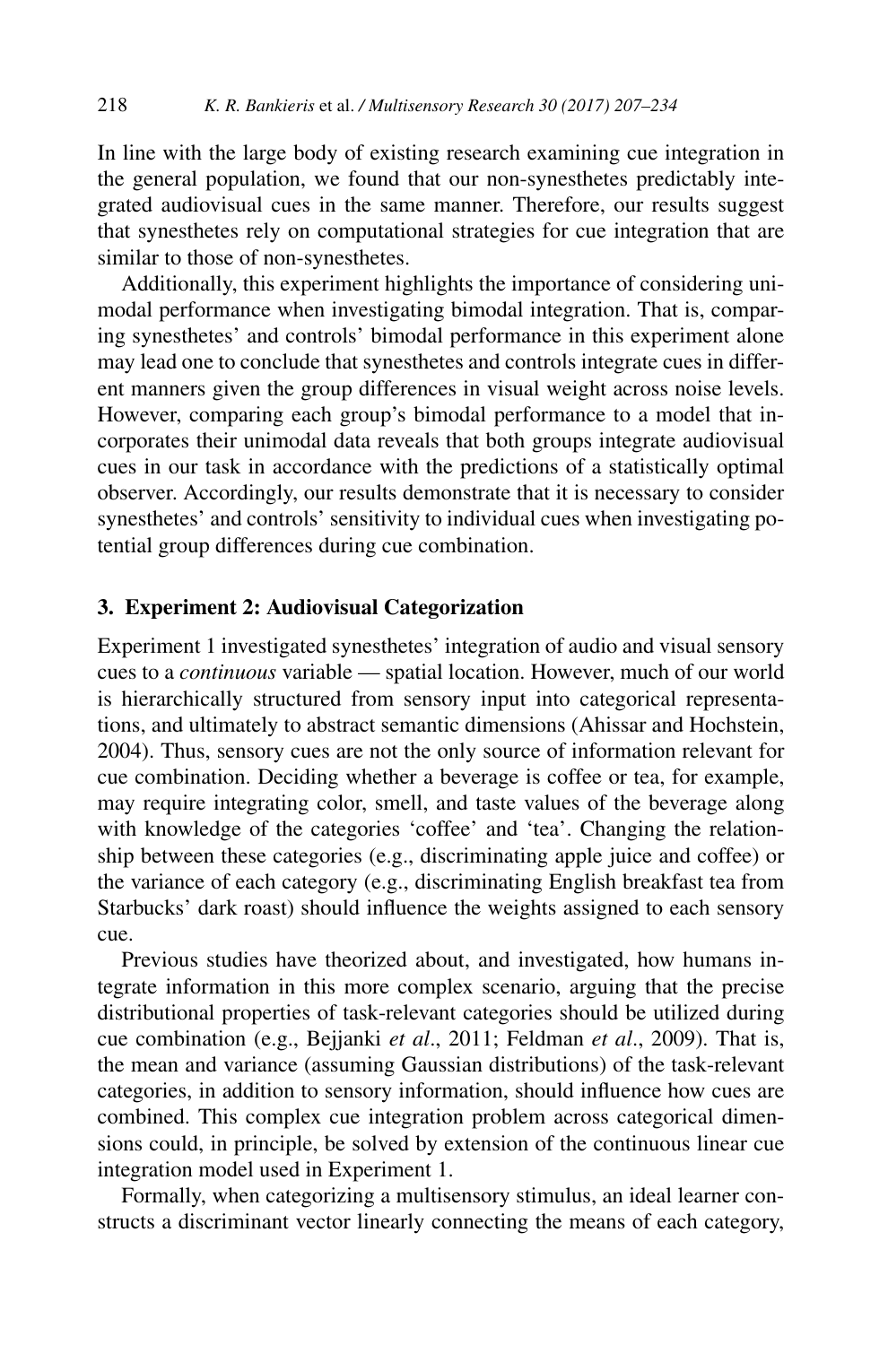In line with the large body of existing research examining cue integration in the general population, we found that our non-synesthetes predictably integrated audiovisual cues in the same manner. Therefore, our results suggest that synesthetes rely on computational strategies for cue integration that are similar to those of non-synesthetes.

Additionally, this experiment highlights the importance of considering unimodal performance when investigating bimodal integration. That is, comparing synesthetes' and controls' bimodal performance in this experiment alone may lead one to conclude that synesthetes and controls integrate cues in different manners given the group differences in visual weight across noise levels. However, comparing each group's bimodal performance to a model that incorporates their unimodal data reveals that both groups integrate audiovisual cues in our task in accordance with the predictions of a statistically optimal observer. Accordingly, our results demonstrate that it is necessary to consider synesthetes' and controls' sensitivity to individual cues when investigating potential group differences during cue combination.

## 3. Experiment 2: Audiovisual Categorization

Experiment 1 investigated synesthetes' integration of audio and visual sensory cues to a *continuous* variable — spatial location. However, much of our world is hierarchically structured from sensory input into categorical representations, and ultimately to abstract semantic dimensions (Ahissar and Hochstein, 2004). Thus, sensory cues are not the only source of information relevant for cue combination. Deciding whether a beverage is coffee or tea, for example, may require integrating color, smell, and taste values of the beverage along with knowledge of the categories 'coffee' and 'tea'. Changing the relationship between these categories (e.g., discriminating apple juice and coffee) or the variance of each category (e.g., discriminating English breakfast tea from Starbucks' dark roast) should influence the weights assigned to each sensory cue.

Previous studies have theorized about, and investigated, how humans integrate information in this more complex scenario, arguing that the precise distributional properties of task-relevant categories should be utilized during cue combination (e.g., Bejjanki *et al*., 2011; Feldman *et al*., 2009). That is, the mean and variance (assuming Gaussian distributions) of the task-relevant categories, in addition to sensory information, should influence how cues are combined. This complex cue integration problem across categorical dimensions could, in principle, be solved by extension of the continuous linear cue integration model used in Experiment 1.

Formally, when categorizing a multisensory stimulus, an ideal learner constructs a discriminant vector linearly connecting the means of each category,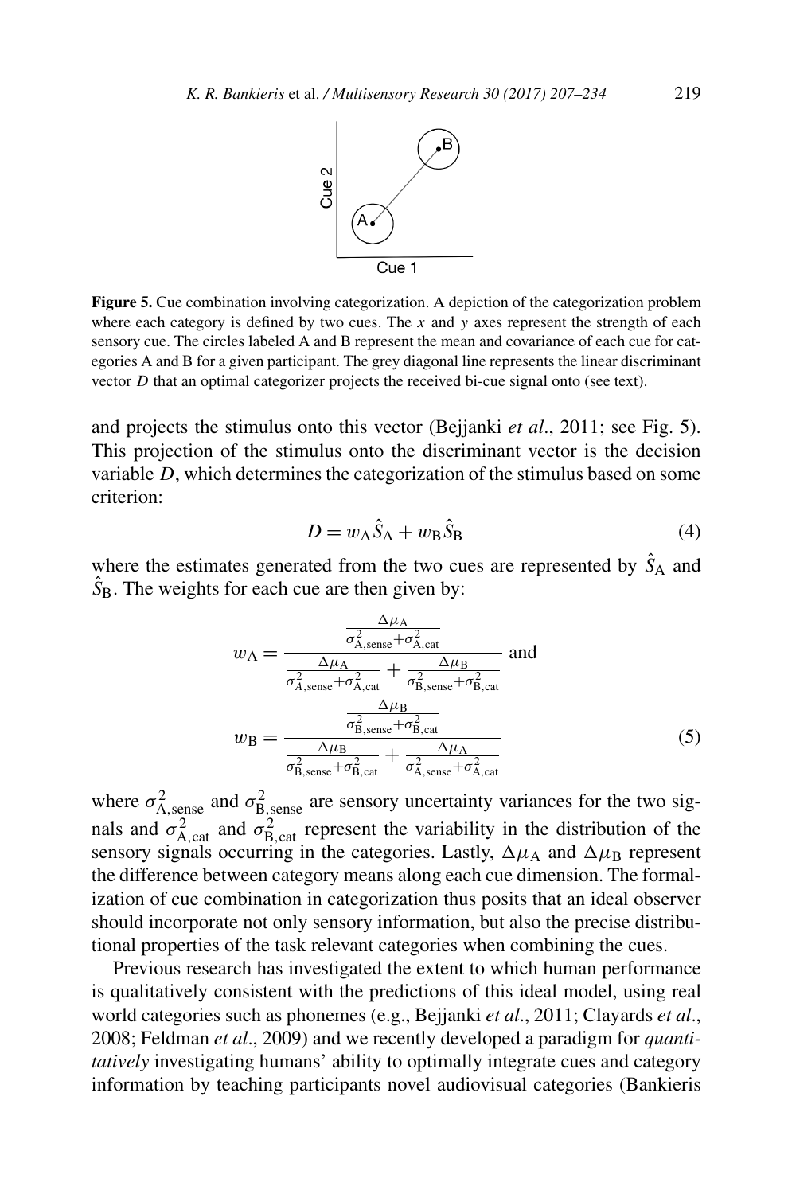**Figure 5.** Cue combination involving categorization. A depiction of the categorization problem where each category is defined by two cues. The $x$ and $y$ axes represent the strength of each sensory cue. The circles labeled A and B represent the mean and covariance of each cue for categories A and B for a given participant. The grey diagonal line represents the linear discriminant vector $D$ that an optimal categorizer projects the received bi-cue signal onto (see text).

and projects the stimulus onto this vector (Bejjanki *et al.*, 2011; see Fig. 5). This projection of the stimulus onto the discriminant vector is the decision variable $D$, which determines the categorization of the stimulus based on some criterion:

$$D = w_{\mathrm{A}}\hat{S}_{\mathrm{A}} + w_{\mathrm{B}}\hat{S}_{\mathrm{B}} \tag{4}$$

where the estimates generated from the two cues are represented by $\hat{S}_{\mathrm{A}}$ and $\hat{S}_{\mathrm{B}}$. The weights for each cue are then given by:

$$w_{\mathrm{A}} = \frac{\frac{\Delta\mu_{\mathrm{A}}}{\sigma^2_{\mathrm{A,sense}}+\sigma^2_{\mathrm{A,cat}}}}{\frac{\Delta\mu_{\mathrm{A}}}{\sigma^2_{A,\mathrm{sense}}+\sigma^2_{\mathrm{A,cat}}} + \frac{\Delta\mu_{\mathrm{B}}}{\sigma^2_{\mathrm{B,sense}}+\sigma^2_{\mathrm{B,cat}}}} \text{ and}$$

$$w_{\mathrm{B}} = \frac{\frac{\Delta\mu_{\mathrm{B}}}{\sigma^2_{\mathrm{B,sense}}+\sigma^2_{\mathrm{B,cat}}}}{\frac{\Delta\mu_{\mathrm{B}}}{\sigma^2_{\mathrm{B,sense}}+\sigma^2_{\mathrm{B,cat}}} + \frac{\Delta\mu_{\mathrm{A}}}{\sigma^2_{\mathrm{A,sense}}+\sigma^2_{\mathrm{A,cat}}}} \tag{5}$$

where $\sigma^2_{\mathrm{A,sense}}$ and $\sigma^2_{\mathrm{B,sense}}$ are sensory uncertainty variances for the two signals and $\sigma^2_{\mathrm{A,cat}}$ and $\sigma^2_{\mathrm{B,cat}}$ represent the variability in the distribution of the sensory signals occurring in the categories. Lastly, $\Delta\mu_{\mathrm{A}}$ and $\Delta\mu_{\mathrm{B}}$ represent the difference between category means along each cue dimension. The formalization of cue combination in categorization thus posits that an ideal observer should incorporate not only sensory information, but also the precise distributional properties of the task relevant categories when combining the cues.

Previous research has investigated the extent to which human performance is qualitatively consistent with the predictions of this ideal model, using real world categories such as phonemes (e.g., Bejjanki *et al.*, 2011; Clayards *et al.*, 2008; Feldman *et al.*, 2009) and we recently developed a paradigm for *quantitatively* investigating humans' ability to optimally integrate cues and category information by teaching participants novel audiovisual categories (Bankieris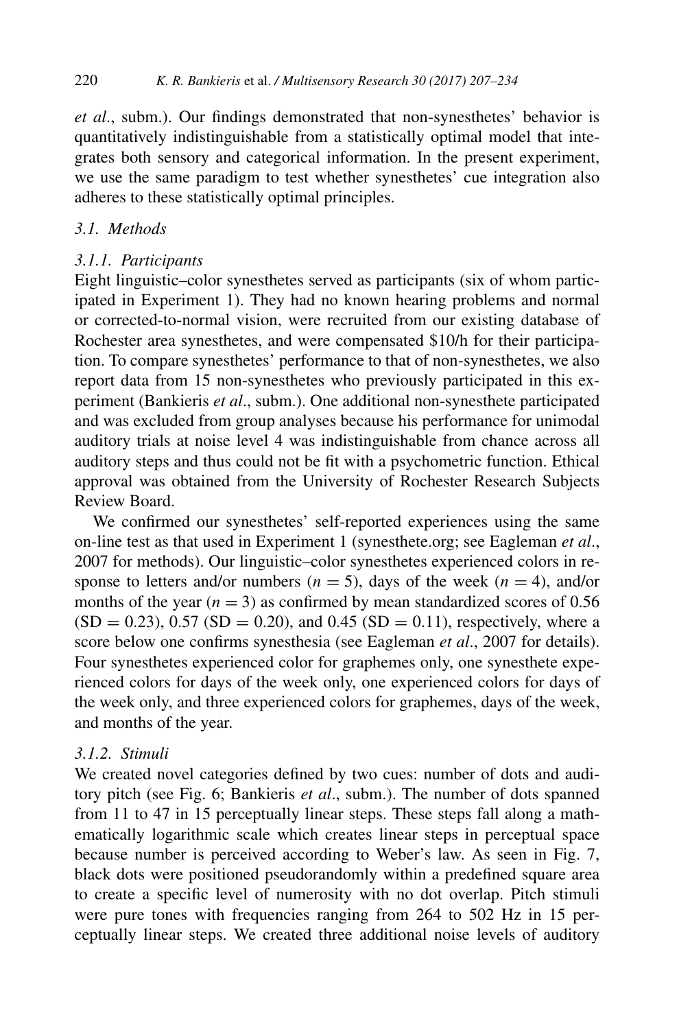*et al.*, subm.). Our findings demonstrated that non-synesthetes' behavior is quantitatively indistinguishable from a statistically optimal model that integrates both sensory and categorical information. In the present experiment, we use the same paradigm to test whether synesthetes' cue integration also adheres to these statistically optimal principles.

### *3.1. Methods*

#### *3.1.1. Participants*

Eight linguistic–color synesthetes served as participants (six of whom participated in Experiment 1). They had no known hearing problems and normal or corrected-to-normal vision, were recruited from our existing database of Rochester area synesthetes, and were compensated $10/h for their participation. To compare synesthetes' performance to that of non-synesthetes, we also report data from 15 non-synesthetes who previously participated in this experiment (Bankieris *et al.*, subm.). One additional non-synesthete participated and was excluded from group analyses because his performance for unimodal auditory trials at noise level 4 was indistinguishable from chance across all auditory steps and thus could not be fit with a psychometric function. Ethical approval was obtained from the University of Rochester Research Subjects Review Board.

We confirmed our synesthetes' self-reported experiences using the same on-line test as that used in Experiment 1 (synesthete.org; see Eagleman *et al.*, 2007 for methods). Our linguistic–color synesthetes experienced colors in response to letters and/or numbers ($n = 5$), days of the week ($n = 4$), and/or months of the year ($n = 3$) as confirmed by mean standardized scores of 0.56 (SD = 0.23), 0.57 (SD = 0.20), and 0.45 (SD = 0.11), respectively, where a score below one confirms synesthesia (see Eagleman *et al.*, 2007 for details). Four synesthetes experienced color for graphemes only, one synesthete experienced colors for days of the week only, one experienced colors for days of the week only, and three experienced colors for graphemes, days of the week, and months of the year.

#### *3.1.2. Stimuli*

We created novel categories defined by two cues: number of dots and auditory pitch (see Fig. 6; Bankieris *et al.*, subm.). The number of dots spanned from 11 to 47 in 15 perceptually linear steps. These steps fall along a mathematically logarithmic scale which creates linear steps in perceptual space because number is perceived according to Weber's law. As seen in Fig. 7, black dots were positioned pseudorandomly within a predefined square area to create a specific level of numerosity with no dot overlap. Pitch stimuli were pure tones with frequencies ranging from 264 to 502 Hz in 15 perceptually linear steps. We created three additional noise levels of auditory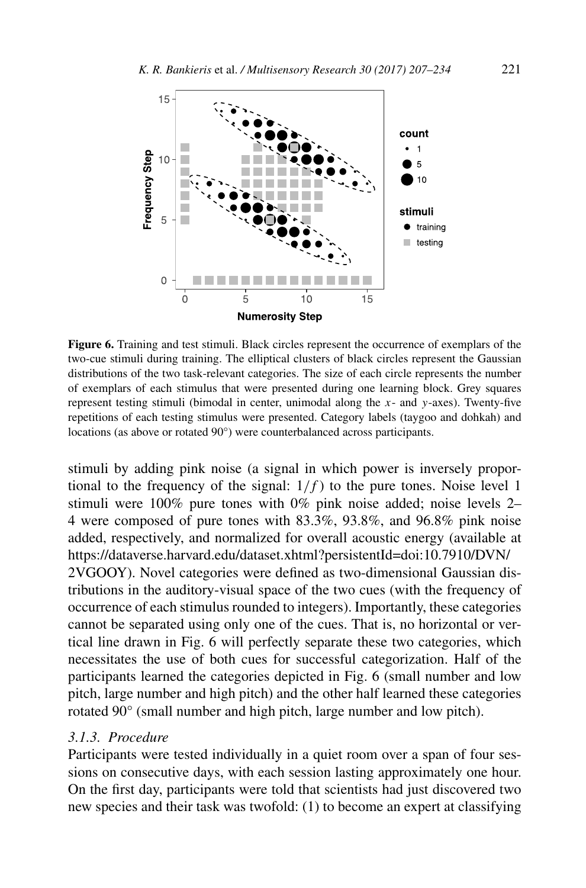**Figure 6.** Training and test stimuli. Black circles represent the occurrence of exemplars of the two-cue stimuli during training. The elliptical clusters of black circles represent the Gaussian distributions of the two task-relevant categories. The size of each circle represents the number of exemplars of each stimulus that were presented during one learning block. Grey squares represent testing stimuli (bimodal in center, unimodal along the $x$- and $y$-axes). Twenty-five repetitions of each testing stimulus were presented. Category labels (taygoo and dohkah) and locations (as above or rotated 90°) were counterbalanced across participants.

stimuli by adding pink noise (a signal in which power is inversely proportional to the frequency of the signal: $1/f$) to the pure tones. Noise level 1 stimuli were 100% pure tones with 0% pink noise added; noise levels 2–4 were composed of pure tones with 83.3%, 93.8%, and 96.8% pink noise added, respectively, and normalized for overall acoustic energy (available at https://dataverse.harvard.edu/dataset.xhtml?persistentId=doi:10.7910/DVN/2VGOOY). Novel categories were defined as two-dimensional Gaussian distributions in the auditory-visual space of the two cues (with the frequency of occurrence of each stimulus rounded to integers). Importantly, these categories cannot be separated using only one of the cues. That is, no horizontal or vertical line drawn in Fig. 6 will perfectly separate these two categories, which necessitates the use of both cues for successful categorization. Half of the participants learned the categories depicted in Fig. 6 (small number and low pitch, large number and high pitch) and the other half learned these categories rotated 90° (small number and high pitch, large number and low pitch).

### *3.1.3. Procedure*

Participants were tested individually in a quiet room over a span of four sessions on consecutive days, with each session lasting approximately one hour. On the first day, participants were told that scientists had just discovered two new species and their task was twofold: (1) to become an expert at classifying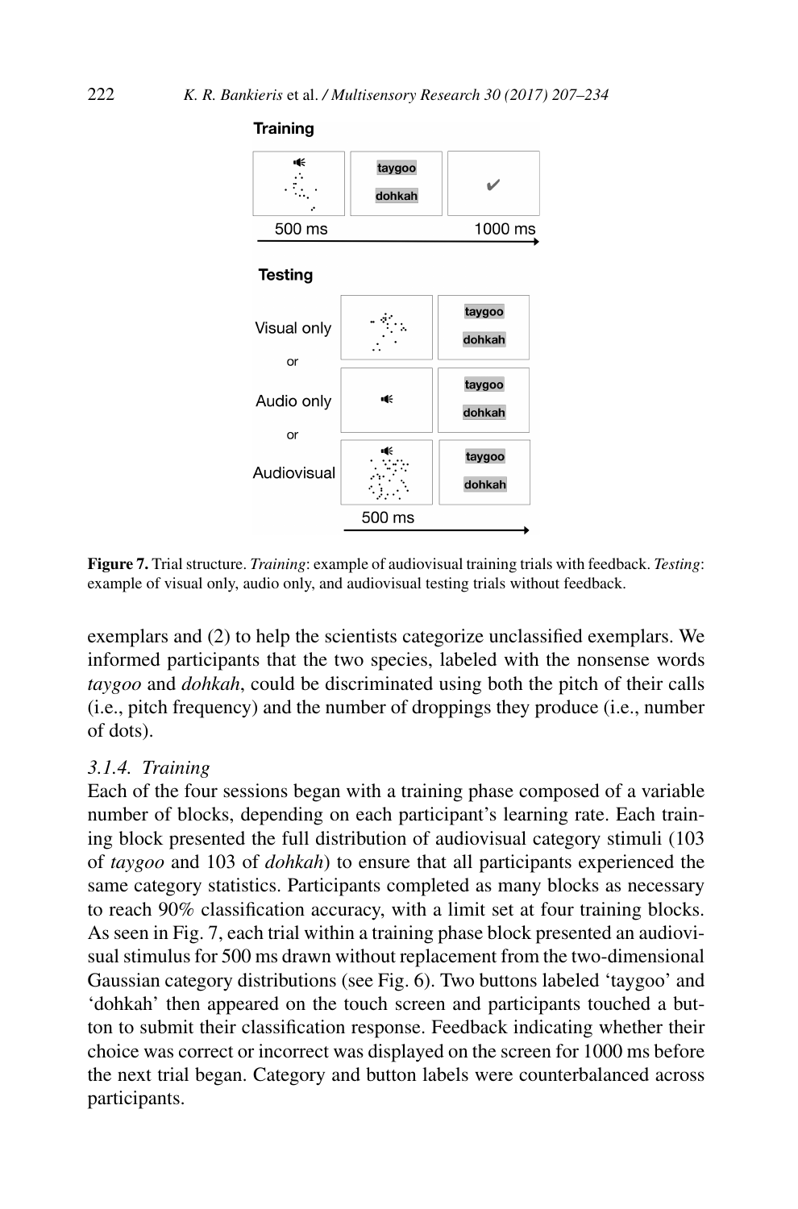**Figure 7.** Trial structure. *Training*: example of audiovisual training trials with feedback. *Testing*: example of visual only, audio only, and audiovisual testing trials without feedback.

exemplars and (2) to help the scientists categorize unclassified exemplars. We informed participants that the two species, labeled with the nonsense words *taygoo* and *dohkah*, could be discriminated using both the pitch of their calls (i.e., pitch frequency) and the number of droppings they produce (i.e., number of dots).

### *3.1.4. Training*

Each of the four sessions began with a training phase composed of a variable number of blocks, depending on each participant's learning rate. Each training block presented the full distribution of audiovisual category stimuli (103 of *taygoo* and 103 of *dohkah*) to ensure that all participants experienced the same category statistics. Participants completed as many blocks as necessary to reach 90% classification accuracy, with a limit set at four training blocks. As seen in Fig. 7, each trial within a training phase block presented an audiovisual stimulus for 500 ms drawn without replacement from the two-dimensional Gaussian category distributions (see Fig. 6). Two buttons labeled 'taygoo' and 'dohkah' then appeared on the touch screen and participants touched a button to submit their classification response. Feedback indicating whether their choice was correct or incorrect was displayed on the screen for 1000 ms before the next trial began. Category and button labels were counterbalanced across participants.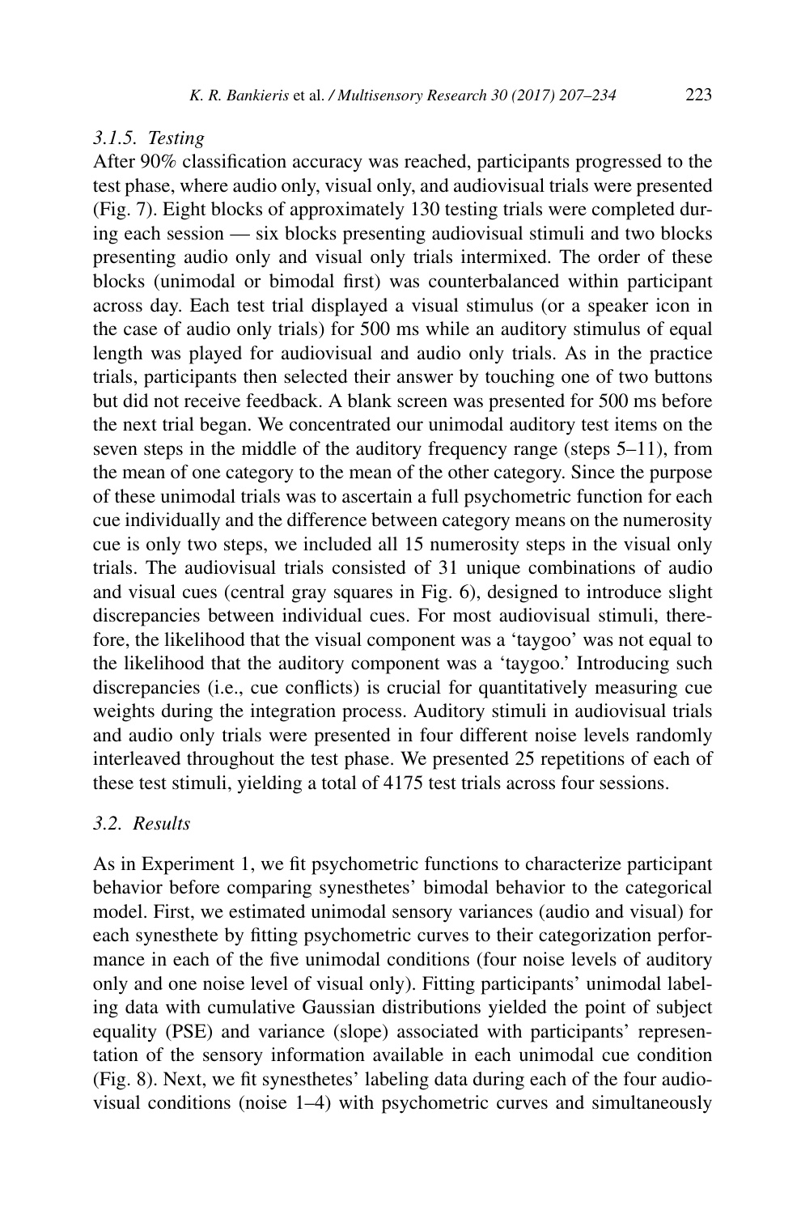### 3.1.5. Testing

After 90% classification accuracy was reached, participants progressed to the test phase, where audio only, visual only, and audiovisual trials were presented (Fig. 7). Eight blocks of approximately 130 testing trials were completed during each session — six blocks presenting audiovisual stimuli and two blocks presenting audio only and visual only trials intermixed. The order of these blocks (unimodal or bimodal first) was counterbalanced within participant across day. Each test trial displayed a visual stimulus (or a speaker icon in the case of audio only trials) for 500 ms while an auditory stimulus of equal length was played for audiovisual and audio only trials. As in the practice trials, participants then selected their answer by touching one of two buttons but did not receive feedback. A blank screen was presented for 500 ms before the next trial began. We concentrated our unimodal auditory test items on the seven steps in the middle of the auditory frequency range (steps 5–11), from the mean of one category to the mean of the other category. Since the purpose of these unimodal trials was to ascertain a full psychometric function for each cue individually and the difference between category means on the numerosity cue is only two steps, we included all 15 numerosity steps in the visual only trials. The audiovisual trials consisted of 31 unique combinations of audio and visual cues (central gray squares in Fig. 6), designed to introduce slight discrepancies between individual cues. For most audiovisual stimuli, therefore, the likelihood that the visual component was a 'taygoo' was not equal to the likelihood that the auditory component was a 'taygoo.' Introducing such discrepancies (i.e., cue conflicts) is crucial for quantitatively measuring cue weights during the integration process. Auditory stimuli in audiovisual trials and audio only trials were presented in four different noise levels randomly interleaved throughout the test phase. We presented 25 repetitions of each of these test stimuli, yielding a total of 4175 test trials across four sessions.

## 3.2. Results

As in Experiment 1, we fit psychometric functions to characterize participant behavior before comparing synesthetes' bimodal behavior to the categorical model. First, we estimated unimodal sensory variances (audio and visual) for each synesthete by fitting psychometric curves to their categorization performance in each of the five unimodal conditions (four noise levels of auditory only and one noise level of visual only). Fitting participants' unimodal labeling data with cumulative Gaussian distributions yielded the point of subject equality (PSE) and variance (slope) associated with participants' representation of the sensory information available in each unimodal cue condition (Fig. 8). Next, we fit synesthetes' labeling data during each of the four audiovisual conditions (noise 1–4) with psychometric curves and simultaneously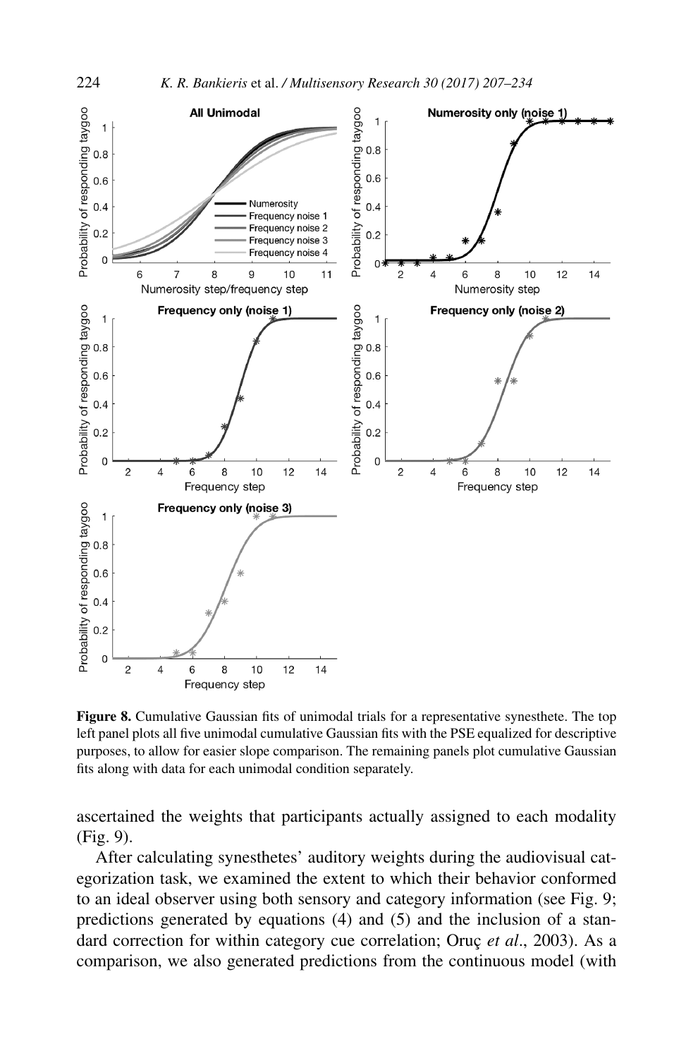**Figure 8.** Cumulative Gaussian fits of unimodal trials for a representative synesthete. The top left panel plots all five unimodal cumulative Gaussian fits with the PSE equalized for descriptive purposes, to allow for easier slope comparison. The remaining panels plot cumulative Gaussian fits along with data for each unimodal condition separately.

ascertained the weights that participants actually assigned to each modality (Fig. 9).

After calculating synesthetes' auditory weights during the audiovisual categorization task, we examined the extent to which their behavior conformed to an ideal observer using both sensory and category information (see Fig. 9; predictions generated by equations (4) and (5) and the inclusion of a standard correction for within category cue correlation; Oruç *et al*., 2003). As a comparison, we also generated predictions from the continuous model (with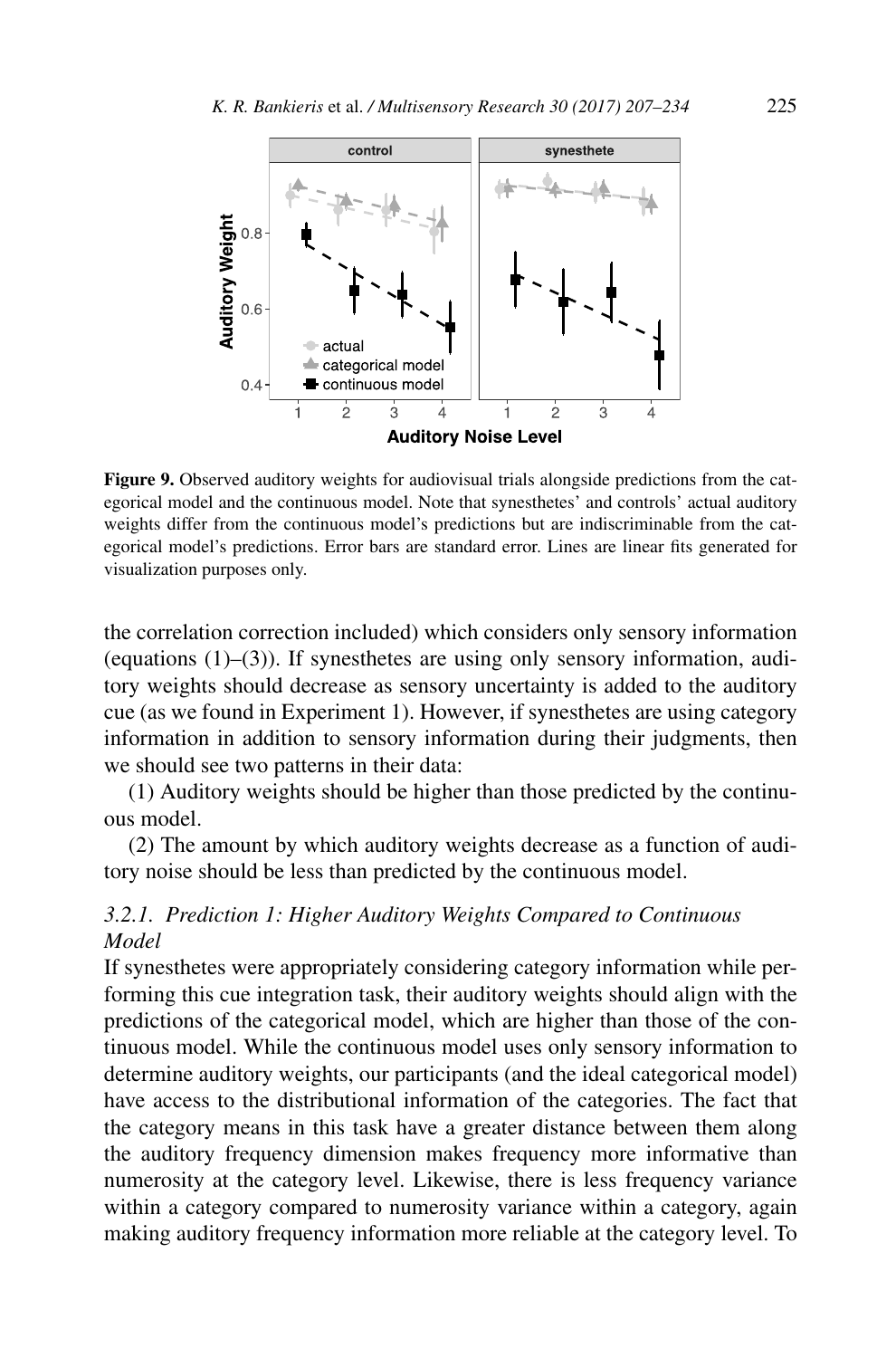**Figure 9.** Observed auditory weights for audiovisual trials alongside predictions from the categorical model and the continuous model. Note that synesthetes' and controls' actual auditory weights differ from the continuous model's predictions but are indiscriminable from the categorical model's predictions. Error bars are standard error. Lines are linear fits generated for visualization purposes only.

the correlation correction included) which considers only sensory information (equations (1)–(3)). If synesthetes are using only sensory information, auditory weights should decrease as sensory uncertainty is added to the auditory cue (as we found in Experiment 1). However, if synesthetes are using category information in addition to sensory information during their judgments, then we should see two patterns in their data:

(1) Auditory weights should be higher than those predicted by the continuous model.

(2) The amount by which auditory weights decrease as a function of auditory noise should be less than predicted by the continuous model.

### 3.2.1. *Prediction 1: Higher Auditory Weights Compared to Continuous Model*

If synesthetes were appropriately considering category information while performing this cue integration task, their auditory weights should align with the predictions of the categorical model, which are higher than those of the continuous model. While the continuous model uses only sensory information to determine auditory weights, our participants (and the ideal categorical model) have access to the distributional information of the categories. The fact that the category means in this task have a greater distance between them along the auditory frequency dimension makes frequency more informative than numerosity at the category level. Likewise, there is less frequency variance within a category compared to numerosity variance within a category, again making auditory frequency information more reliable at the category level. To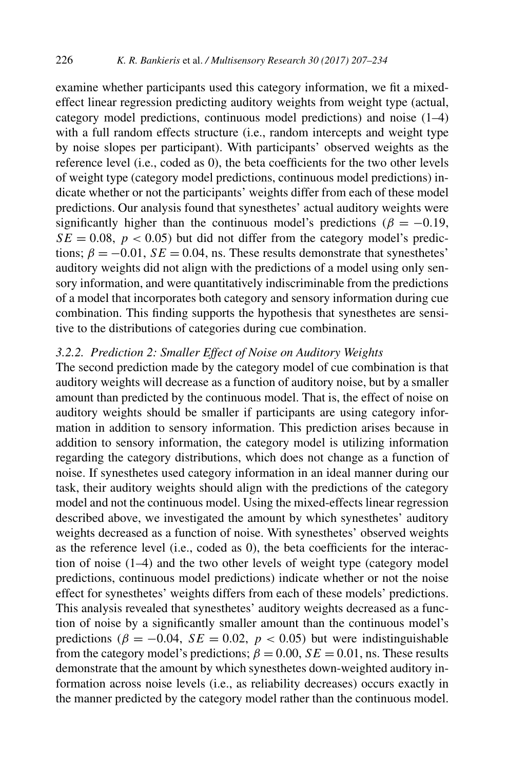examine whether participants used this category information, we fit a mixed-effect linear regression predicting auditory weights from weight type (actual, category model predictions, continuous model predictions) and noise (1–4) with a full random effects structure (i.e., random intercepts and weight type by noise slopes per participant). With participants' observed weights as the reference level (i.e., coded as 0), the beta coefficients for the two other levels of weight type (category model predictions, continuous model predictions) indicate whether or not the participants' weights differ from each of these model predictions. Our analysis found that synesthetes' actual auditory weights were significantly higher than the continuous model's predictions ($\beta = -0.19$, $SE = 0.08$, $p < 0.05$) but did not differ from the category model's predictions; $\beta = -0.01$, $SE = 0.04$, ns. These results demonstrate that synesthetes' auditory weights did not align with the predictions of a model using only sensory information, and were quantitatively indiscriminable from the predictions of a model that incorporates both category and sensory information during cue combination. This finding supports the hypothesis that synesthetes are sensitive to the distributions of categories during cue combination.

### *3.2.2. Prediction 2: Smaller Effect of Noise on Auditory Weights*

The second prediction made by the category model of cue combination is that auditory weights will decrease as a function of auditory noise, but by a smaller amount than predicted by the continuous model. That is, the effect of noise on auditory weights should be smaller if participants are using category information in addition to sensory information. This prediction arises because in addition to sensory information, the category model is utilizing information regarding the category distributions, which does not change as a function of noise. If synesthetes used category information in an ideal manner during our task, their auditory weights should align with the predictions of the category model and not the continuous model. Using the mixed-effects linear regression described above, we investigated the amount by which synesthetes' auditory weights decreased as a function of noise. With synesthetes' observed weights as the reference level (i.e., coded as 0), the beta coefficients for the interaction of noise (1–4) and the two other levels of weight type (category model predictions, continuous model predictions) indicate whether or not the noise effect for synesthetes' weights differs from each of these models' predictions. This analysis revealed that synesthetes' auditory weights decreased as a function of noise by a significantly smaller amount than the continuous model's predictions ($\beta = -0.04$, $SE = 0.02$, $p < 0.05$) but were indistinguishable from the category model's predictions; $\beta = 0.00$, $SE = 0.01$, ns. These results demonstrate that the amount by which synesthetes down-weighted auditory information across noise levels (i.e., as reliability decreases) occurs exactly in the manner predicted by the category model rather than the continuous model.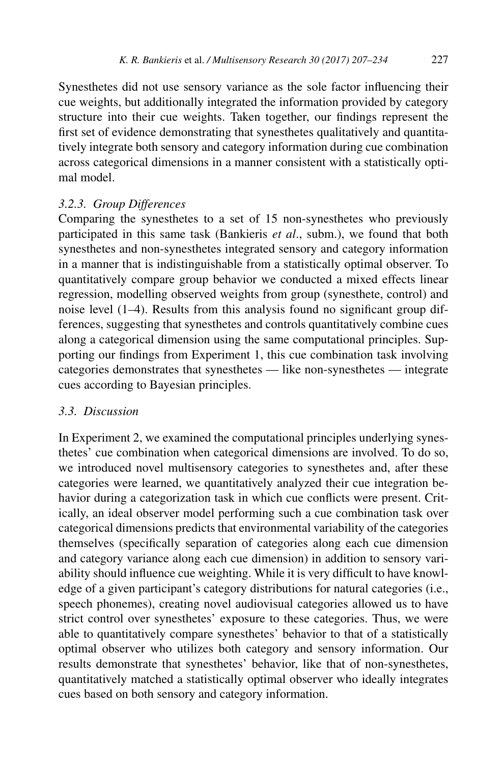Synesthetes did not use sensory variance as the sole factor influencing their cue weights, but additionally integrated the information provided by category structure into their cue weights. Taken together, our findings represent the first set of evidence demonstrating that synesthetes qualitatively and quantitatively integrate both sensory and category information during cue combination across categorical dimensions in a manner consistent with a statistically optimal model.

### *3.2.3. Group Differences*

Comparing the synesthetes to a set of 15 non-synesthetes who previously participated in this same task (Bankieris *et al.*, subm.), we found that both synesthetes and non-synesthetes integrated sensory and category information in a manner that is indistinguishable from a statistically optimal observer. To quantitatively compare group behavior we conducted a mixed effects linear regression, modelling observed weights from group (synesthete, control) and noise level (1–4). Results from this analysis found no significant group differences, suggesting that synesthetes and controls quantitatively combine cues along a categorical dimension using the same computational principles. Supporting our findings from Experiment 1, this cue combination task involving categories demonstrates that synesthetes — like non-synesthetes — integrate cues according to Bayesian principles.

## *3.3. Discussion*

In Experiment 2, we examined the computational principles underlying synesthetes' cue combination when categorical dimensions are involved. To do so, we introduced novel multisensory categories to synesthetes and, after these categories were learned, we quantitatively analyzed their cue integration behavior during a categorization task in which cue conflicts were present. Critically, an ideal observer model performing such a cue combination task over categorical dimensions predicts that environmental variability of the categories themselves (specifically separation of categories along each cue dimension and category variance along each cue dimension) in addition to sensory variability should influence cue weighting. While it is very difficult to have knowledge of a given participant's category distributions for natural categories (i.e., speech phonemes), creating novel audiovisual categories allowed us to have strict control over synesthetes' exposure to these categories. Thus, we were able to quantitatively compare synesthetes' behavior to that of a statistically optimal observer who utilizes both category and sensory information. Our results demonstrate that synesthetes' behavior, like that of non-synesthetes, quantitatively matched a statistically optimal observer who ideally integrates cues based on both sensory and category information.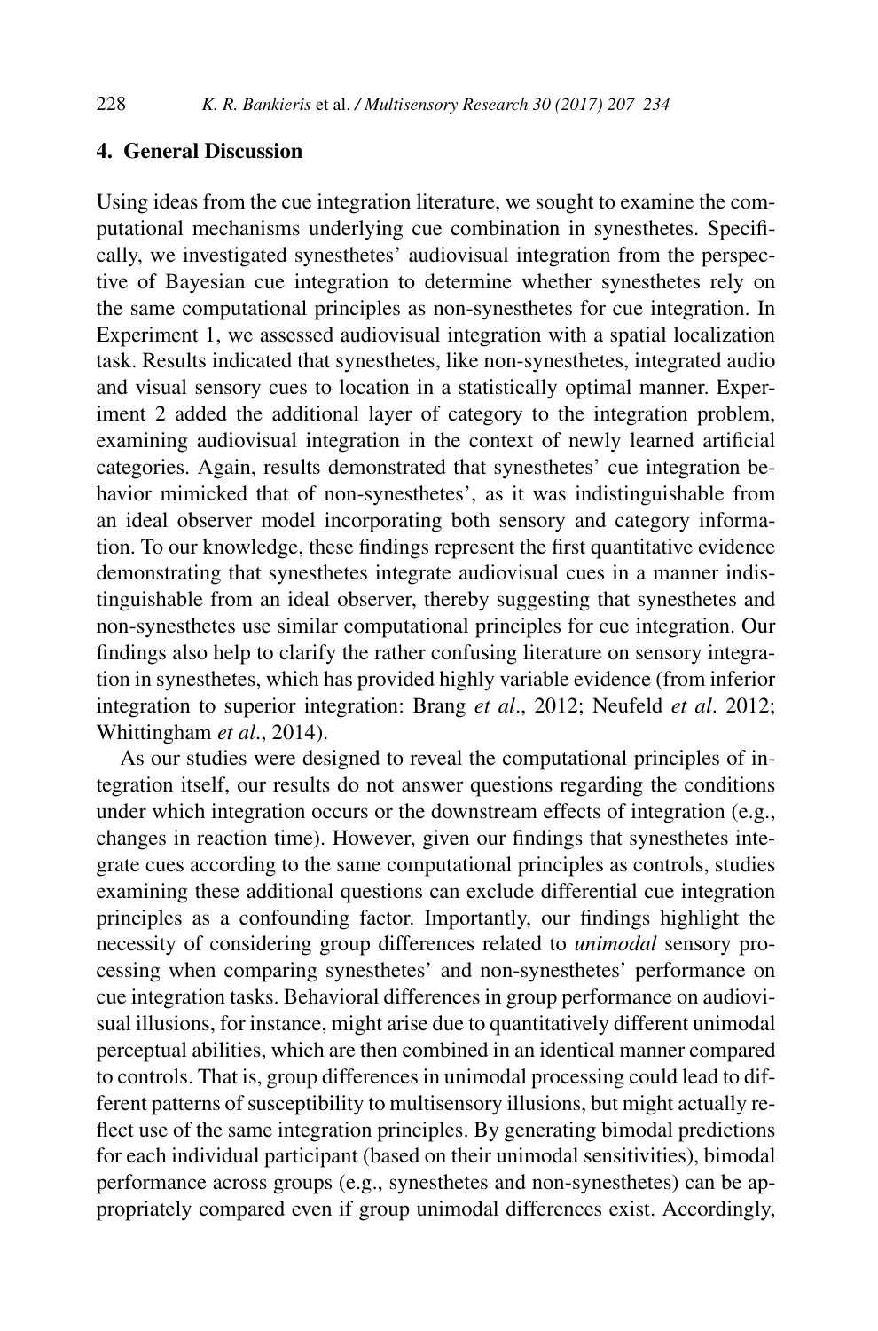## 4. General Discussion

Using ideas from the cue integration literature, we sought to examine the computational mechanisms underlying cue combination in synesthetes. Specifically, we investigated synesthetes' audiovisual integration from the perspective of Bayesian cue integration to determine whether synesthetes rely on the same computational principles as non-synesthetes for cue integration. In Experiment 1, we assessed audiovisual integration with a spatial localization task. Results indicated that synesthetes, like non-synesthetes, integrated audio and visual sensory cues to location in a statistically optimal manner. Experiment 2 added the additional layer of category to the integration problem, examining audiovisual integration in the context of newly learned artificial categories. Again, results demonstrated that synesthetes' cue integration behavior mimicked that of non-synesthetes', as it was indistinguishable from an ideal observer model incorporating both sensory and category information. To our knowledge, these findings represent the first quantitative evidence demonstrating that synesthetes integrate audiovisual cues in a manner indistinguishable from an ideal observer, thereby suggesting that synesthetes and non-synesthetes use similar computational principles for cue integration. Our findings also help to clarify the rather confusing literature on sensory integration in synesthetes, which has provided highly variable evidence (from inferior integration to superior integration: Brang *et al*., 2012; Neufeld *et al*. 2012; Whittingham *et al*., 2014).

As our studies were designed to reveal the computational principles of integration itself, our results do not answer questions regarding the conditions under which integration occurs or the downstream effects of integration (e.g., changes in reaction time). However, given our findings that synesthetes integrate cues according to the same computational principles as controls, studies examining these additional questions can exclude differential cue integration principles as a confounding factor. Importantly, our findings highlight the necessity of considering group differences related to *unimodal* sensory processing when comparing synesthetes' and non-synesthetes' performance on cue integration tasks. Behavioral differences in group performance on audiovisual illusions, for instance, might arise due to quantitatively different unimodal perceptual abilities, which are then combined in an identical manner compared to controls. That is, group differences in unimodal processing could lead to different patterns of susceptibility to multisensory illusions, but might actually reflect use of the same integration principles. By generating bimodal predictions for each individual participant (based on their unimodal sensitivities), bimodal performance across groups (e.g., synesthetes and non-synesthetes) can be appropriately compared even if group unimodal differences exist. Accordingly,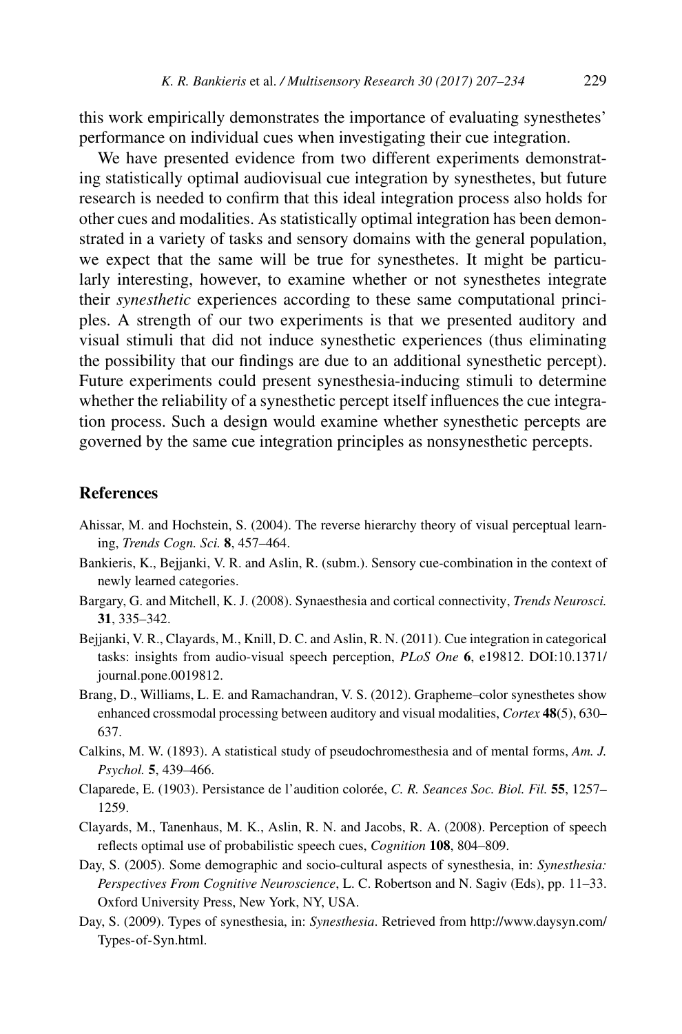this work empirically demonstrates the importance of evaluating synesthetes' performance on individual cues when investigating their cue integration.

We have presented evidence from two different experiments demonstrating statistically optimal audiovisual cue integration by synesthetes, but future research is needed to confirm that this ideal integration process also holds for other cues and modalities. As statistically optimal integration has been demonstrated in a variety of tasks and sensory domains with the general population, we expect that the same will be true for synesthetes. It might be particularly interesting, however, to examine whether or not synesthetes integrate their *synesthetic* experiences according to these same computational principles. A strength of our two experiments is that we presented auditory and visual stimuli that did not induce synesthetic experiences (thus eliminating the possibility that our findings are due to an additional synesthetic percept). Future experiments could present synesthesia-inducing stimuli to determine whether the reliability of a synesthetic percept itself influences the cue integration process. Such a design would examine whether synesthetic percepts are governed by the same cue integration principles as nonsynesthetic percepts.

## References

Ahissar, M. and Hochstein, S. (2004). The reverse hierarchy theory of visual perceptual learning, *Trends Cogn. Sci.* **8**, 457–464.

Bankieris, K., Bejjanki, V. R. and Aslin, R. (subm.). Sensory cue-combination in the context of newly learned categories.

Bargary, G. and Mitchell, K. J. (2008). Synaesthesia and cortical connectivity, *Trends Neurosci.* **31**, 335–342.

Bejjanki, V. R., Clayards, M., Knill, D. C. and Aslin, R. N. (2011). Cue integration in categorical tasks: insights from audio-visual speech perception, *PLoS One* **6**, e19812. DOI:10.1371/journal.pone.0019812.

Brang, D., Williams, L. E. and Ramachandran, V. S. (2012). Grapheme–color synesthetes show enhanced crossmodal processing between auditory and visual modalities, *Cortex* **48**(5), 630–637.

Calkins, M. W. (1893). A statistical study of pseudochromesthesia and of mental forms, *Am. J. Psychol.* **5**, 439–466.

Claparede, E. (1903). Persistance de l'audition colorée, *C. R. Seances Soc. Biol. Fil.* **55**, 1257–1259.

Clayards, M., Tanenhaus, M. K., Aslin, R. N. and Jacobs, R. A. (2008). Perception of speech reflects optimal use of probabilistic speech cues, *Cognition* **108**, 804–809.

Day, S. (2005). Some demographic and socio-cultural aspects of synesthesia, in: *Synesthesia: Perspectives From Cognitive Neuroscience*, L. C. Robertson and N. Sagiv (Eds), pp. 11–33. Oxford University Press, New York, NY, USA.

Day, S. (2009). Types of synesthesia, in: *Synesthesia*. Retrieved from http://www.daysyn.com/Types-of-Syn.html.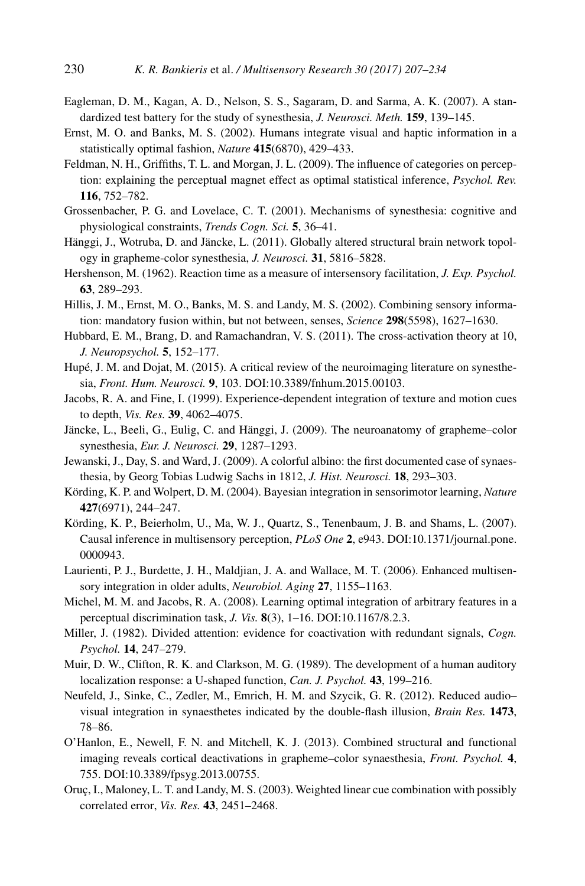Eagleman, D. M., Kagan, A. D., Nelson, S. S., Sagaram, D. and Sarma, A. K. (2007). A standardized test battery for the study of synesthesia, *J. Neurosci. Meth.* **159**, 139–145.

Ernst, M. O. and Banks, M. S. (2002). Humans integrate visual and haptic information in a statistically optimal fashion, *Nature* **415**(6870), 429–433.

Feldman, N. H., Griffiths, T. L. and Morgan, J. L. (2009). The influence of categories on perception: explaining the perceptual magnet effect as optimal statistical inference, *Psychol. Rev.* **116**, 752–782.

Grossenbacher, P. G. and Lovelace, C. T. (2001). Mechanisms of synesthesia: cognitive and physiological constraints, *Trends Cogn. Sci.* **5**, 36–41.

Hänggi, J., Wotruba, D. and Jäncke, L. (2011). Globally altered structural brain network topology in grapheme-color synesthesia, *J. Neurosci.* **31**, 5816–5828.

Hershenson, M. (1962). Reaction time as a measure of intersensory facilitation, *J. Exp. Psychol.* **63**, 289–293.

Hillis, J. M., Ernst, M. O., Banks, M. S. and Landy, M. S. (2002). Combining sensory information: mandatory fusion within, but not between, senses, *Science* **298**(5598), 1627–1630.

Hubbard, E. M., Brang, D. and Ramachandran, V. S. (2011). The cross-activation theory at 10, *J. Neuropsychol.* **5**, 152–177.

Hupé, J. M. and Dojat, M. (2015). A critical review of the neuroimaging literature on synesthesia, *Front. Hum. Neurosci.* **9**, 103. DOI:10.3389/fnhum.2015.00103.

Jacobs, R. A. and Fine, I. (1999). Experience-dependent integration of texture and motion cues to depth, *Vis. Res.* **39**, 4062–4075.

Jäncke, L., Beeli, G., Eulig, C. and Hänggi, J. (2009). The neuroanatomy of grapheme–color synesthesia, *Eur. J. Neurosci.* **29**, 1287–1293.

Jewanski, J., Day, S. and Ward, J. (2009). A colorful albino: the first documented case of synaesthesia, by Georg Tobias Ludwig Sachs in 1812, *J. Hist. Neurosci.* **18**, 293–303.

Körding, K. P. and Wolpert, D. M. (2004). Bayesian integration in sensorimotor learning, *Nature* **427**(6971), 244–247.

Körding, K. P., Beierholm, U., Ma, W. J., Quartz, S., Tenenbaum, J. B. and Shams, L. (2007). Causal inference in multisensory perception, *PLoS One* **2**, e943. DOI:10.1371/journal.pone.0000943.

Laurienti, P. J., Burdette, J. H., Maldjian, J. A. and Wallace, M. T. (2006). Enhanced multisensory integration in older adults, *Neurobiol. Aging* **27**, 1155–1163.

Michel, M. M. and Jacobs, R. A. (2008). Learning optimal integration of arbitrary features in a perceptual discrimination task, *J. Vis.* **8**(3), 1–16. DOI:10.1167/8.2.3.

Miller, J. (1982). Divided attention: evidence for coactivation with redundant signals, *Cogn. Psychol.* **14**, 247–279.

Muir, D. W., Clifton, R. K. and Clarkson, M. G. (1989). The development of a human auditory localization response: a U-shaped function, *Can. J. Psychol.* **43**, 199–216.

Neufeld, J., Sinke, C., Zedler, M., Emrich, H. M. and Szycik, G. R. (2012). Reduced audio–visual integration in synaesthetes indicated by the double-flash illusion, *Brain Res.* **1473**, 78–86.

O'Hanlon, E., Newell, F. N. and Mitchell, K. J. (2013). Combined structural and functional imaging reveals cortical deactivations in grapheme–color synaesthesia, *Front. Psychol.* **4**, 755. DOI:10.3389/fpsyg.2013.00755.

Oruç, I., Maloney, L. T. and Landy, M. S. (2003). Weighted linear cue combination with possibly correlated error, *Vis. Res.* **43**, 2451–2468.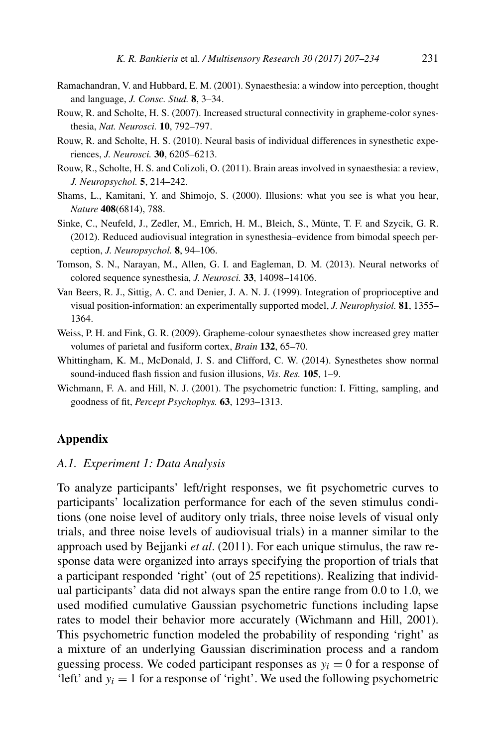Ramachandran, V. and Hubbard, E. M. (2001). Synaesthesia: a window into perception, thought and language, *J. Consc. Stud.* **8**, 3–34.

Rouw, R. and Scholte, H. S. (2007). Increased structural connectivity in grapheme-color synesthesia, *Nat. Neurosci.* **10**, 792–797.

Rouw, R. and Scholte, H. S. (2010). Neural basis of individual differences in synesthetic experiences, *J. Neurosci.* **30**, 6205–6213.

Rouw, R., Scholte, H. S. and Colizoli, O. (2011). Brain areas involved in synaesthesia: a review, *J. Neuropsychol.* **5**, 214–242.

Shams, L., Kamitani, Y. and Shimojo, S. (2000). Illusions: what you see is what you hear, *Nature* **408**(6814), 788.

Sinke, C., Neufeld, J., Zedler, M., Emrich, H. M., Bleich, S., Münte, T. F. and Szycik, G. R. (2012). Reduced audiovisual integration in synesthesia–evidence from bimodal speech perception, *J. Neuropsychol.* **8**, 94–106.

Tomson, S. N., Narayan, M., Allen, G. I. and Eagleman, D. M. (2013). Neural networks of colored sequence synesthesia, *J. Neurosci.* **33**, 14098–14106.

Van Beers, R. J., Sittig, A. C. and Denier, J. A. N. J. (1999). Integration of proprioceptive and visual position-information: an experimentally supported model, *J. Neurophysiol.* **81**, 1355–1364.

Weiss, P. H. and Fink, G. R. (2009). Grapheme-colour synaesthetes show increased grey matter volumes of parietal and fusiform cortex, *Brain* **132**, 65–70.

Whittingham, K. M., McDonald, J. S. and Clifford, C. W. (2014). Synesthetes show normal sound-induced flash fission and fusion illusions, *Vis. Res.* **105**, 1–9.

Wichmann, F. A. and Hill, N. J. (2001). The psychometric function: I. Fitting, sampling, and goodness of fit, *Percept Psychophys.* **63**, 1293–1313.

## Appendix

### *A.1. Experiment 1: Data Analysis*

To analyze participants' left/right responses, we fit psychometric curves to participants' localization performance for each of the seven stimulus conditions (one noise level of auditory only trials, three noise levels of visual only trials, and three noise levels of audiovisual trials) in a manner similar to the approach used by Bejjanki *et al*. (2011). For each unique stimulus, the raw response data were organized into arrays specifying the proportion of trials that a participant responded 'right' (out of 25 repetitions). Realizing that individual participants' data did not always span the entire range from 0.0 to 1.0, we used modified cumulative Gaussian psychometric functions including lapse rates to model their behavior more accurately (Wichmann and Hill, 2001). This psychometric function modeled the probability of responding 'right' as a mixture of an underlying Gaussian discrimination process and a random guessing process. We coded participant responses as $y_i = 0$ for a response of 'left' and $y_i = 1$ for a response of 'right'. We used the following psychometric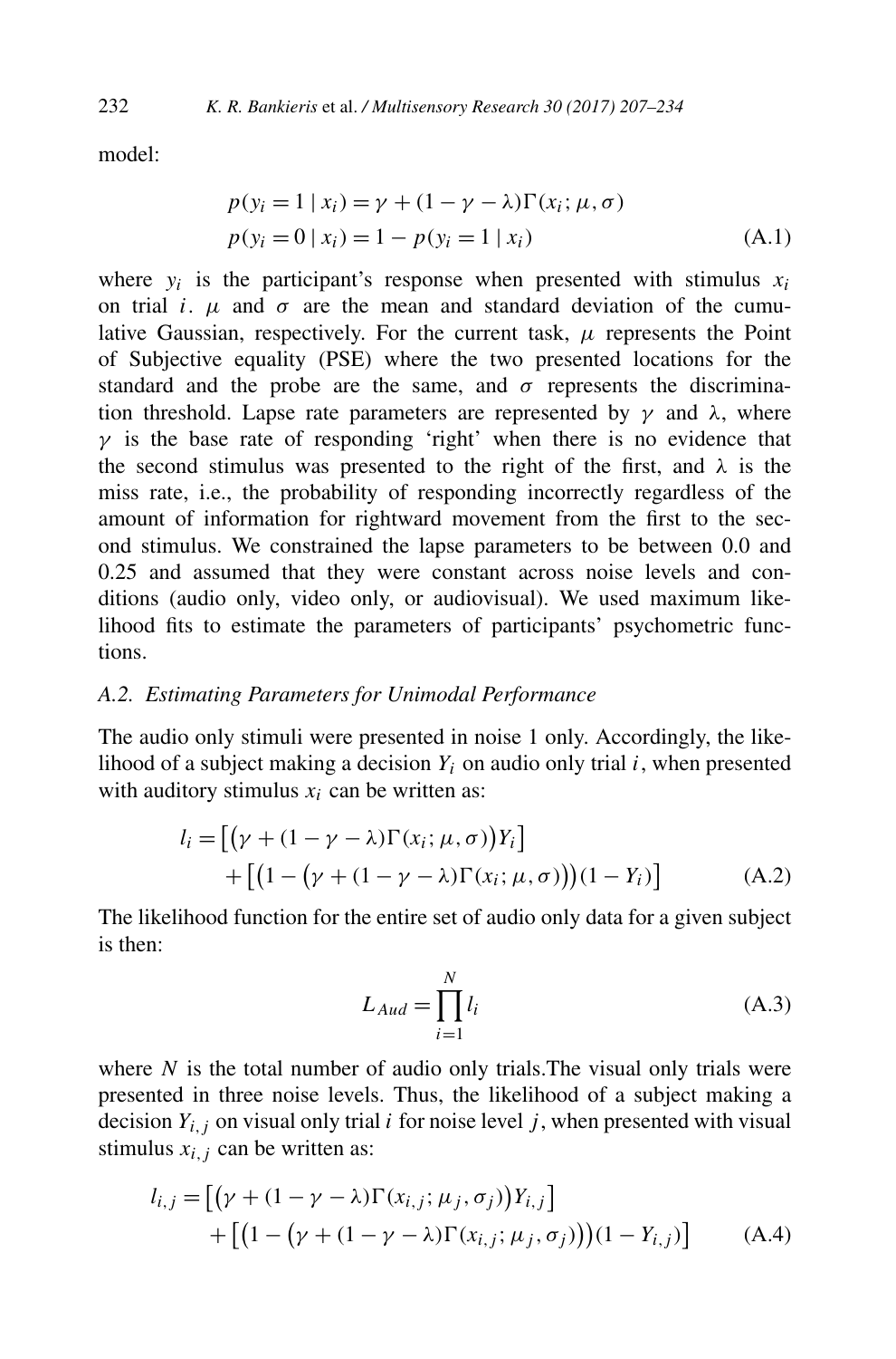model:

$$
\begin{aligned}
p(y_i = 1 \mid x_i) &= \gamma + (1 - \gamma - \lambda)\Gamma(x_i; \mu, \sigma) \\
p(y_i = 0 \mid x_i) &= 1 - p(y_i = 1 \mid x_i)
\end{aligned} \tag{A.1}
$$

where $y_i$ is the participant's response when presented with stimulus $x_i$ on trial $i$. $\mu$ and $\sigma$ are the mean and standard deviation of the cumulative Gaussian, respectively. For the current task, $\mu$ represents the Point of Subjective equality (PSE) where the two presented locations for the standard and the probe are the same, and $\sigma$ represents the discrimination threshold. Lapse rate parameters are represented by $\gamma$ and $\lambda$, where $\gamma$ is the base rate of responding 'right' when there is no evidence that the second stimulus was presented to the right of the first, and $\lambda$ is the miss rate, i.e., the probability of responding incorrectly regardless of the amount of information for rightward movement from the first to the second stimulus. We constrained the lapse parameters to be between 0.0 and 0.25 and assumed that they were constant across noise levels and conditions (audio only, video only, or audiovisual). We used maximum likelihood fits to estimate the parameters of participants' psychometric functions.

### *A.2. Estimating Parameters for Unimodal Performance*

The audio only stimuli were presented in noise 1 only. Accordingly, the likelihood of a subject making a decision $Y_i$ on audio only trial $i$, when presented with auditory stimulus $x_i$ can be written as:

$$
\begin{aligned}
l_i = &\big[\big(\gamma + (1 - \gamma - \lambda)\Gamma(x_i; \mu, \sigma)\big)Y_i\big] \\
&+ \big[\big(1 - \big(\gamma + (1 - \gamma - \lambda)\Gamma(x_i; \mu, \sigma)\big)\big)(1 - Y_i)\big]
\end{aligned} \tag{A.2}
$$

The likelihood function for the entire set of audio only data for a given subject is then:

$$
L_{Aud} = \prod_{i=1}^{N} l_i \tag{A.3}
$$

where $N$ is the total number of audio only trials.The visual only trials were presented in three noise levels. Thus, the likelihood of a subject making a decision $Y_{i,j}$ on visual only trial $i$ for noise level $j$, when presented with visual stimulus $x_{i,j}$ can be written as:

$$
\begin{aligned}
l_{i,j} = &\big[\big(\gamma + (1 - \gamma - \lambda)\Gamma(x_{i,j}; \mu_j, \sigma_j)\big)Y_{i,j}\big] \\
&+ \big[\big(1 - \big(\gamma + (1 - \gamma - \lambda)\Gamma(x_{i,j}; \mu_j, \sigma_j)\big)\big)(1 - Y_{i,j})\big]
\end{aligned} \tag{A.4}
$$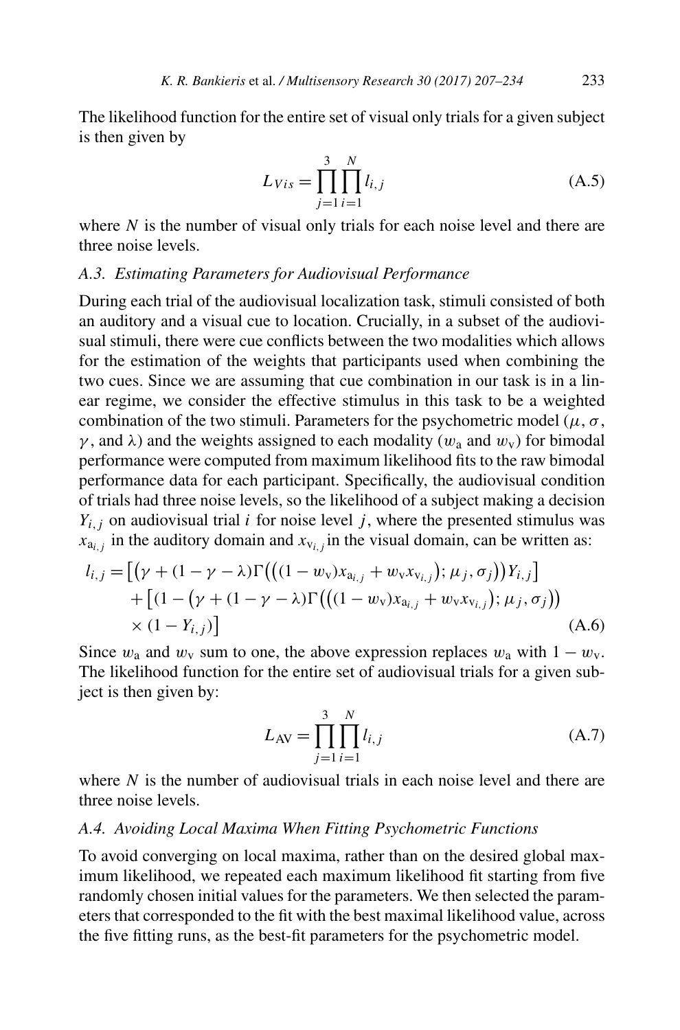The likelihood function for the entire set of visual only trials for a given subject is then given by

$$L_{Vis} = \prod_{j=1}^{3} \prod_{i=1}^{N} l_{i,j} \tag{A.5}$$

where $N$ is the number of visual only trials for each noise level and there are three noise levels.

### A.3. Estimating Parameters for Audiovisual Performance

During each trial of the audiovisual localization task, stimuli consisted of both an auditory and a visual cue to location. Crucially, in a subset of the audiovisual stimuli, there were cue conflicts between the two modalities which allows for the estimation of the weights that participants used when combining the two cues. Since we are assuming that cue combination in our task is in a linear regime, we consider the effective stimulus in this task to be a weighted combination of the two stimuli. Parameters for the psychometric model ($\mu$, $\sigma$, $\gamma$, and $\lambda$) and the weights assigned to each modality ($w_{\mathrm{a}}$ and $w_{\mathrm{v}}$) for bimodal performance were computed from maximum likelihood fits to the raw bimodal performance data for each participant. Specifically, the audiovisual condition of trials had three noise levels, so the likelihood of a subject making a decision $Y_{i,j}$ on audiovisual trial $i$ for noise level $j$, where the presented stimulus was $x_{\mathrm{a}_{i,j}}$ in the auditory domain and $x_{\mathrm{v}_{i,j}}$ in the visual domain, can be written as:

$$\begin{aligned} l_{i,j} = {} & \big[\big(\gamma + (1-\gamma-\lambda)\Gamma\big(\big((1-w_{\mathrm{v}})x_{\mathrm{a}_{i,j}} + w_{\mathrm{v}}x_{\mathrm{v}_{i,j}}\big); \mu_j, \sigma_j\big)\big)Y_{i,j}\big] \\ & + \big[(1-\big(\gamma + (1-\gamma-\lambda)\Gamma\big(\big((1-w_{\mathrm{v}})x_{\mathrm{a}_{i,j}} + w_{\mathrm{v}}x_{\mathrm{v}_{i,j}}\big); \mu_j, \sigma_j\big)\big) \\ & \times (1-Y_{i,j})\big] \end{aligned} \tag{A.6}$$

Since $w_{\mathrm{a}}$ and $w_{\mathrm{v}}$ sum to one, the above expression replaces $w_{\mathrm{a}}$ with $1 - w_{\mathrm{v}}$. The likelihood function for the entire set of audiovisual trials for a given subject is then given by:

$$L_{\mathrm{AV}} = \prod_{j=1}^{3} \prod_{i=1}^{N} l_{i,j} \tag{A.7}$$

where $N$ is the number of audiovisual trials in each noise level and there are three noise levels.

### A.4. Avoiding Local Maxima When Fitting Psychometric Functions

To avoid converging on local maxima, rather than on the desired global maximum likelihood, we repeated each maximum likelihood fit starting from five randomly chosen initial values for the parameters. We then selected the parameters that corresponded to the fit with the best maximal likelihood value, across the five fitting runs, as the best-fit parameters for the psychometric model.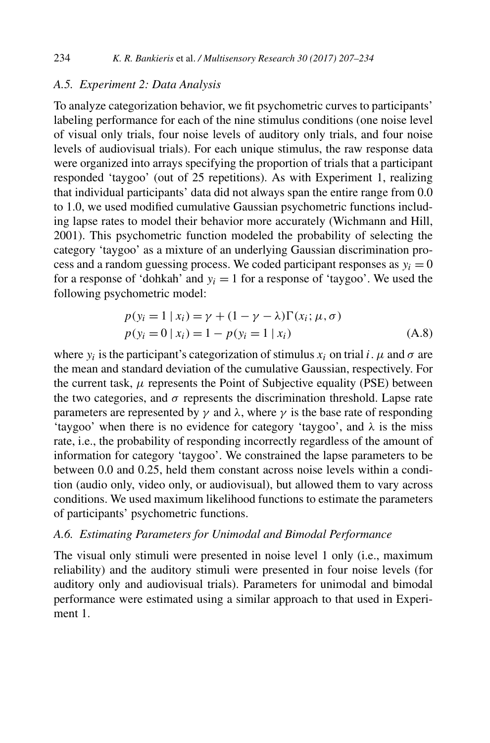### A.5. Experiment 2: Data Analysis

To analyze categorization behavior, we fit psychometric curves to participants' labeling performance for each of the nine stimulus conditions (one noise level of visual only trials, four noise levels of auditory only trials, and four noise levels of audiovisual trials). For each unique stimulus, the raw response data were organized into arrays specifying the proportion of trials that a participant responded 'taygoo' (out of 25 repetitions). As with Experiment 1, realizing that individual participants' data did not always span the entire range from 0.0 to 1.0, we used modified cumulative Gaussian psychometric functions including lapse rates to model their behavior more accurately (Wichmann and Hill, 2001). This psychometric function modeled the probability of selecting the category 'taygoo' as a mixture of an underlying Gaussian discrimination process and a random guessing process. We coded participant responses as $y_i = 0$ for a response of 'dohkah' and $y_i = 1$ for a response of 'taygoo'. We used the following psychometric model:

$$
\begin{aligned}
p(y_i = 1 \mid x_i) &= \gamma + (1 - \gamma - \lambda)\Gamma(x_i; \mu, \sigma) \\
p(y_i = 0 \mid x_i) &= 1 - p(y_i = 1 \mid x_i)
\end{aligned}
\tag{A.8}
$$

where $y_i$ is the participant's categorization of stimulus $x_i$ on trial $i$. $\mu$ and $\sigma$ are the mean and standard deviation of the cumulative Gaussian, respectively. For the current task, $\mu$ represents the Point of Subjective equality (PSE) between the two categories, and $\sigma$ represents the discrimination threshold. Lapse rate parameters are represented by $\gamma$ and $\lambda$, where $\gamma$ is the base rate of responding 'taygoo' when there is no evidence for category 'taygoo', and $\lambda$ is the miss rate, i.e., the probability of responding incorrectly regardless of the amount of information for category 'taygoo'. We constrained the lapse parameters to be between 0.0 and 0.25, held them constant across noise levels within a condition (audio only, video only, or audiovisual), but allowed them to vary across conditions. We used maximum likelihood functions to estimate the parameters of participants' psychometric functions.

### A.6. Estimating Parameters for Unimodal and Bimodal Performance

The visual only stimuli were presented in noise level 1 only (i.e., maximum reliability) and the auditory stimuli were presented in four noise levels (for auditory only and audiovisual trials). Parameters for unimodal and bimodal performance were estimated using a similar approach to that used in Experiment 1.